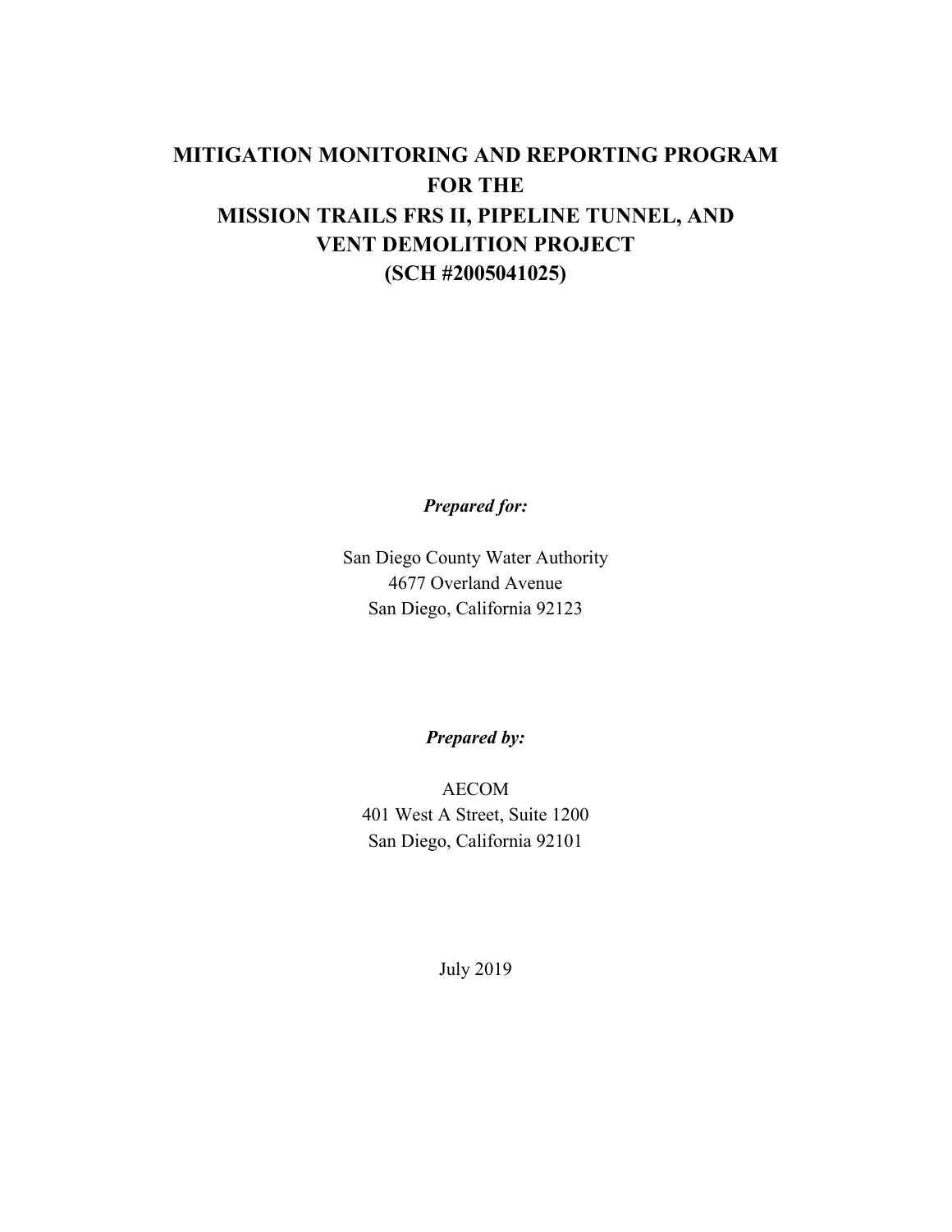# MITIGATION MONITORING AND REPORTING PROGRAM FOR THE MISSION TRAILS FRS II, PIPELINE TUNNEL, AND VENT DEMOLITION PROJECT (SCH #2005041025)

***Prepared for:***

San Diego County Water Authority
4677 Overland Avenue
San Diego, California 92123

***Prepared by:***

AECOM
401 West A Street, Suite 1200
San Diego, California 92101

July 2019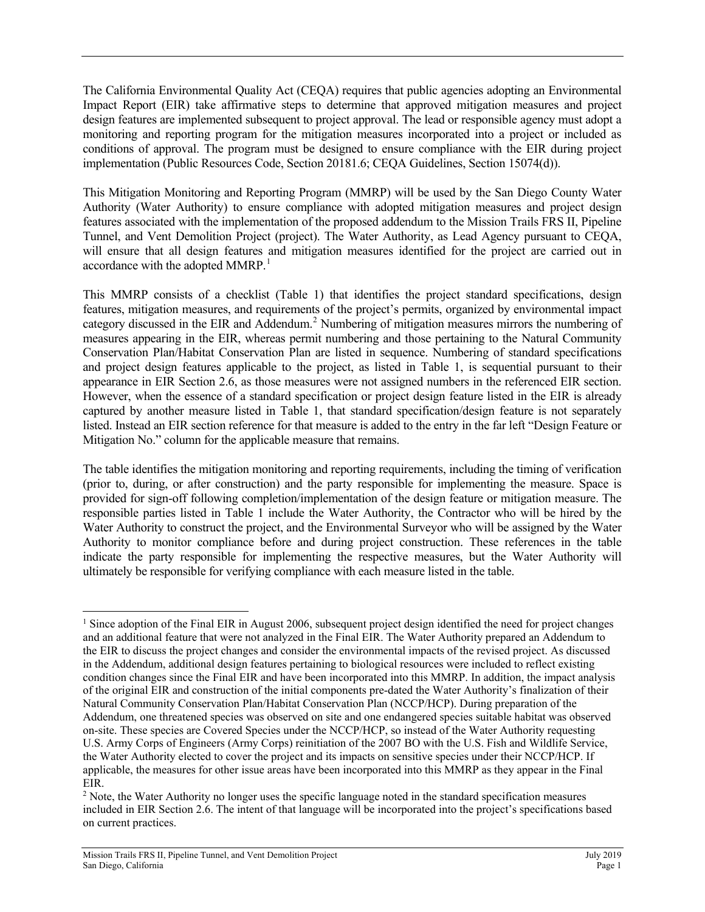The California Environmental Quality Act (CEQA) requires that public agencies adopting an Environmental Impact Report (EIR) take affirmative steps to determine that approved mitigation measures and project design features are implemented subsequent to project approval. The lead or responsible agency must adopt a monitoring and reporting program for the mitigation measures incorporated into a project or included as conditions of approval. The program must be designed to ensure compliance with the EIR during project implementation (Public Resources Code, Section 20181.6; CEQA Guidelines, Section 15074(d)).

This Mitigation Monitoring and Reporting Program (MMRP) will be used by the San Diego County Water Authority (Water Authority) to ensure compliance with adopted mitigation measures and project design features associated with the implementation of the proposed addendum to the Mission Trails FRS II, Pipeline Tunnel, and Vent Demolition Project (project). The Water Authority, as Lead Agency pursuant to CEQA, will ensure that all design features and mitigation measures identified for the project are carried out in accordance with the adopted MMRP.[1]

This MMRP consists of a checklist (Table 1) that identifies the project standard specifications, design features, mitigation measures, and requirements of the project's permits, organized by environmental impact category discussed in the EIR and Addendum.[2] Numbering of mitigation measures mirrors the numbering of measures appearing in the EIR, whereas permit numbering and those pertaining to the Natural Community Conservation Plan/Habitat Conservation Plan are listed in sequence. Numbering of standard specifications and project design features applicable to the project, as listed in Table 1, is sequential pursuant to their appearance in EIR Section 2.6, as those measures were not assigned numbers in the referenced EIR section. However, when the essence of a standard specification or project design feature listed in the EIR is already captured by another measure listed in Table 1, that standard specification/design feature is not separately listed. Instead an EIR section reference for that measure is added to the entry in the far left "Design Feature or Mitigation No." column for the applicable measure that remains.

The table identifies the mitigation monitoring and reporting requirements, including the timing of verification (prior to, during, or after construction) and the party responsible for implementing the measure. Space is provided for sign-off following completion/implementation of the design feature or mitigation measure. The responsible parties listed in Table 1 include the Water Authority, the Contractor who will be hired by the Water Authority to construct the project, and the Environmental Surveyor who will be assigned by the Water Authority to monitor compliance before and during project construction. These references in the table indicate the party responsible for implementing the respective measures, but the Water Authority will ultimately be responsible for verifying compliance with each measure listed in the table.

---

[1] Since adoption of the Final EIR in August 2006, subsequent project design identified the need for project changes and an additional feature that were not analyzed in the Final EIR. The Water Authority prepared an Addendum to the EIR to discuss the project changes and consider the environmental impacts of the revised project. As discussed in the Addendum, additional design features pertaining to biological resources were included to reflect existing condition changes since the Final EIR and have been incorporated into this MMRP. In addition, the impact analysis of the original EIR and construction of the initial components pre-dated the Water Authority's finalization of their Natural Community Conservation Plan/Habitat Conservation Plan (NCCP/HCP). During preparation of the Addendum, one threatened species was observed on site and one endangered species suitable habitat was observed on-site. These species are Covered Species under the NCCP/HCP, so instead of the Water Authority requesting U.S. Army Corps of Engineers (Army Corps) reinitiation of the 2007 BO with the U.S. Fish and Wildlife Service, the Water Authority elected to cover the project and its impacts on sensitive species under their NCCP/HCP. If applicable, the measures for other issue areas have been incorporated into this MMRP as they appear in the Final EIR.

[2] Note, the Water Authority no longer uses the specific language noted in the standard specification measures included in EIR Section 2.6. The intent of that language will be incorporated into the project's specifications based on current practices.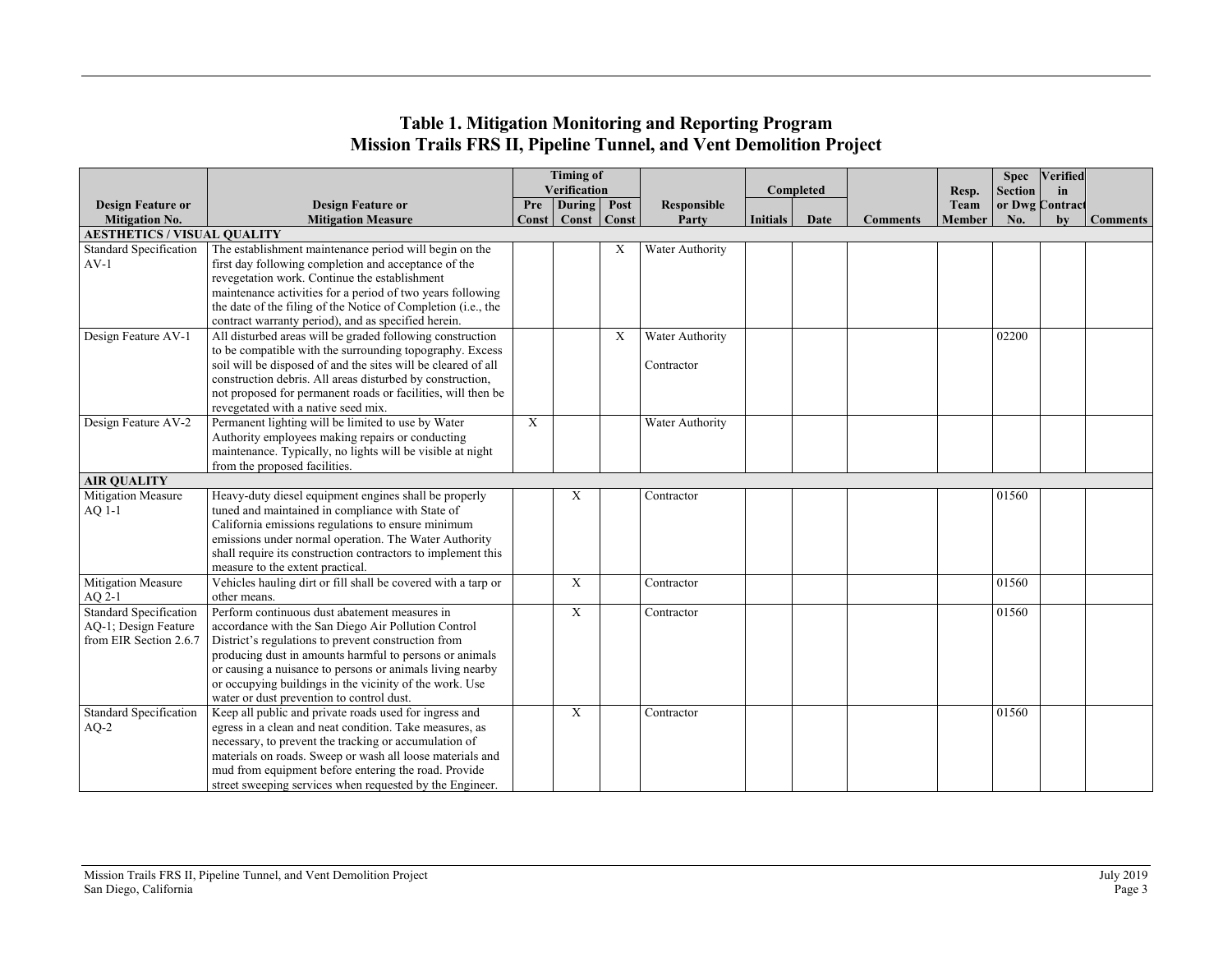## Table 1. Mitigation Monitoring and Reporting Program
## Mission Trails FRS II, Pipeline Tunnel, and Vent Demolition Project

| Design Feature or Mitigation No. | Design Feature or Mitigation Measure | Timing of Verification | | | Responsible Party | Completed | | Comments | Resp. Team Member | Spec Section or Dwg No. | Verified in Contract by | Comments |
|---|---|---|---|---|---|---|---|---|---|---|---|---|
| | | Pre Const | During Const | Post Const | | Initials | Date | | | | | |
| **AESTHETICS / VISUAL QUALITY** | | | | | | | | | | | | |
| Standard Specification AV-1 | The establishment maintenance period will begin on the first day following completion and acceptance of the revegetation work. Continue the establishment maintenance activities for a period of two years following the date of the filing of the Notice of Completion (i.e., the contract warranty period), and as specified herein. | | | X | Water Authority | | | | | | | |
| Design Feature AV-1 | All disturbed areas will be graded following construction to be compatible with the surrounding topography. Excess soil will be disposed of and the sites will be cleared of all construction debris. All areas disturbed by construction, not proposed for permanent roads or facilities, will then be revegetated with a native seed mix. | | | X | Water Authority<br><br>Contractor | | | | | 02200 | | |
| Design Feature AV-2 | Permanent lighting will be limited to use by Water Authority employees making repairs or conducting maintenance. Typically, no lights will be visible at night from the proposed facilities. | X | | | Water Authority | | | | | | | |
| **AIR QUALITY** | | | | | | | | | | | | |
| Mitigation Measure AQ 1-1 | Heavy-duty diesel equipment engines shall be properly tuned and maintained in compliance with State of California emissions regulations to ensure minimum emissions under normal operation. The Water Authority shall require its construction contractors to implement this measure to the extent practical. | | X | | Contractor | | | | | 01560 | | |
| Mitigation Measure AQ 2-1 | Vehicles hauling dirt or fill shall be covered with a tarp or other means. | | X | | Contractor | | | | | 01560 | | |
| Standard Specification AQ-1; Design Feature from EIR Section 2.6.7 | Perform continuous dust abatement measures in accordance with the San Diego Air Pollution Control District's regulations to prevent construction from producing dust in amounts harmful to persons or animals or causing a nuisance to persons or animals living nearby or occupying buildings in the vicinity of the work. Use water or dust prevention to control dust. | | X | | Contractor | | | | | 01560 | | |
| Standard Specification AQ-2 | Keep all public and private roads used for ingress and egress in a clean and neat condition. Take measures, as necessary, to prevent the tracking or accumulation of materials on roads. Sweep or wash all loose materials and mud from equipment before entering the road. Provide street sweeping services when requested by the Engineer. | | X | | Contractor | | | | | 01560 | | |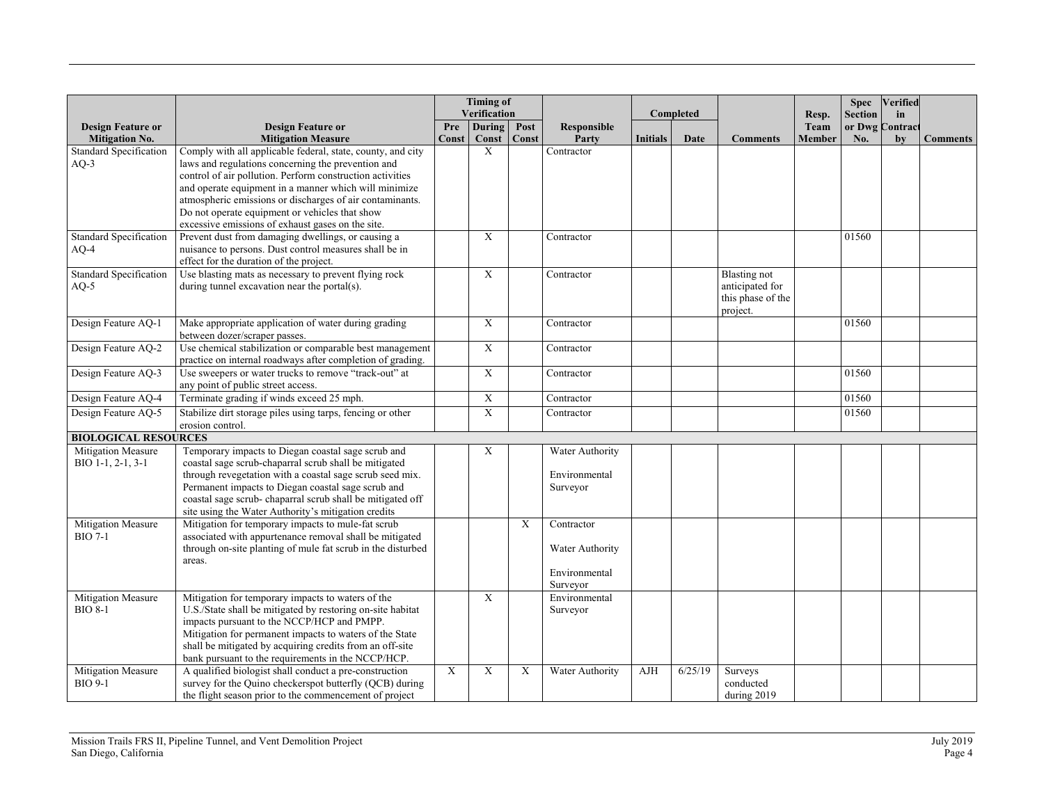| Design Feature or Mitigation No. | Design Feature or Mitigation Measure | Timing of Verification | | | Responsible Party | Completed | | Comments | Resp. Team Member | Spec Section or Dwg No. | Verified in Contract by | Comments |
|---|---|---|---|---|---|---|---|---|---|---|---|---|
| | | Pre Const | During Const | Post Const | | Initials | Date | | | | | |
| Standard Specification AQ-3 | Comply with all applicable federal, state, county, and city laws and regulations concerning the prevention and control of air pollution. Perform construction activities and operate equipment in a manner which will minimize atmospheric emissions or discharges of air contaminants. Do not operate equipment or vehicles that show excessive emissions of exhaust gases on the site. | | X | | Contractor | | | | | | | |
| Standard Specification AQ-4 | Prevent dust from damaging dwellings, or causing a nuisance to persons. Dust control measures shall be in effect for the duration of the project. | | X | | Contractor | | | | | 01560 | | |
| Standard Specification AQ-5 | Use blasting mats as necessary to prevent flying rock during tunnel excavation near the portal(s). | | X | | Contractor | | | Blasting not anticipated for this phase of the project. | | | | |
| Design Feature AQ-1 | Make appropriate application of water during grading between dozer/scraper passes. | | X | | Contractor | | | | | 01560 | | |
| Design Feature AQ-2 | Use chemical stabilization or comparable best management practice on internal roadways after completion of grading. | | X | | Contractor | | | | | | | |
| Design Feature AQ-3 | Use sweepers or water trucks to remove "track-out" at any point of public street access. | | X | | Contractor | | | | | 01560 | | |
| Design Feature AQ-4 | Terminate grading if winds exceed 25 mph. | | X | | Contractor | | | | | 01560 | | |
| Design Feature AQ-5 | Stabilize dirt storage piles using tarps, fencing or other erosion control. | | X | | Contractor | | | | | 01560 | | |
| **BIOLOGICAL RESOURCES** | | | | | | | | | | | | |
| Mitigation Measure BIO 1-1, 2-1, 3-1 | Temporary impacts to Diegan coastal sage scrub and coastal sage scrub-chaparral scrub shall be mitigated through revegetation with a coastal sage scrub seed mix. Permanent impacts to Diegan coastal sage scrub and coastal sage scrub- chaparral scrub shall be mitigated off site using the Water Authority's mitigation credits | | X | | Water Authority<br><br>Environmental Surveyor | | | | | | | |
| Mitigation Measure BIO 7-1 | Mitigation for temporary impacts to mule-fat scrub associated with appurtenance removal shall be mitigated through on-site planting of mule fat scrub in the disturbed areas. | | | X | Contractor<br><br>Water Authority<br><br>Environmental Surveyor | | | | | | | |
| Mitigation Measure BIO 8-1 | Mitigation for temporary impacts to waters of the U.S./State shall be mitigated by restoring on-site habitat impacts pursuant to the NCCP/HCP and PMPP. Mitigation for permanent impacts to waters of the State shall be mitigated by acquiring credits from an off-site bank pursuant to the requirements in the NCCP/HCP. | | X | | Environmental Surveyor | | | | | | | |
| Mitigation Measure BIO 9-1 | A qualified biologist shall conduct a pre-construction survey for the Quino checkerspot butterfly (QCB) during the flight season prior to the commencement of project | X | X | X | Water Authority | AJH | 6/25/19 | Surveys conducted during 2019 | | | | |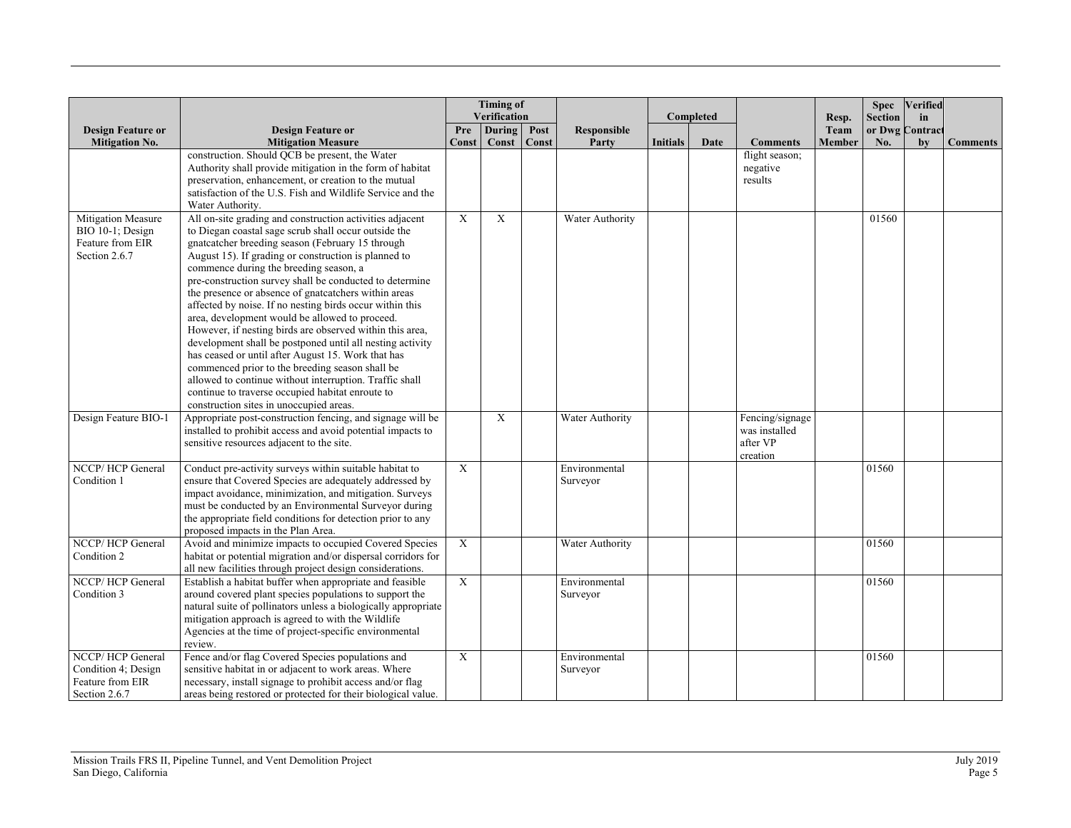| Design Feature or Mitigation No. | Design Feature or Mitigation Measure | Timing of Verification | | | Responsible Party | Completed | | Comments | Resp. Team Member | Spec Section or Dwg No. | Verified in Contract by | Comments |
|---|---|---|---|---|---|---|---|---|---|---|---|---|
| | | Pre Const | During Const | Post Const | | Initials | Date | | | | | |
| | construction. Should QCB be present, the Water Authority shall provide mitigation in the form of habitat preservation, enhancement, or creation to the mutual satisfaction of the U.S. Fish and Wildlife Service and the Water Authority. | | | | | | | flight season; negative results | | | | |
| Mitigation Measure BIO 10-1; Design Feature from EIR Section 2.6.7 | All on-site grading and construction activities adjacent to Diegan coastal sage scrub shall occur outside the gnatcatcher breeding season (February 15 through August 15). If grading or construction is planned to commence during the breeding season, a pre-construction survey shall be conducted to determine the presence or absence of gnatcatchers within areas affected by noise. If no nesting birds occur within this area, development would be allowed to proceed. However, if nesting birds are observed within this area, development shall be postponed until all nesting activity has ceased or until after August 15. Work that has commenced prior to the breeding season shall be allowed to continue without interruption. Traffic shall continue to traverse occupied habitat enroute to construction sites in unoccupied areas. | X | X | | Water Authority | | | | | 01560 | | |
| Design Feature BIO-1 | Appropriate post-construction fencing, and signage will be installed to prohibit access and avoid potential impacts to sensitive resources adjacent to the site. | | X | | Water Authority | | | Fencing/signage was installed after VP creation | | | | |
| NCCP/ HCP General Condition 1 | Conduct pre-activity surveys within suitable habitat to ensure that Covered Species are adequately addressed by impact avoidance, minimization, and mitigation. Surveys must be conducted by an Environmental Surveyor during the appropriate field conditions for detection prior to any proposed impacts in the Plan Area. | X | | | Environmental Surveyor | | | | | 01560 | | |
| NCCP/ HCP General Condition 2 | Avoid and minimize impacts to occupied Covered Species habitat or potential migration and/or dispersal corridors for all new facilities through project design considerations. | X | | | Water Authority | | | | | 01560 | | |
| NCCP/ HCP General Condition 3 | Establish a habitat buffer when appropriate and feasible around covered plant species populations to support the natural suite of pollinators unless a biologically appropriate mitigation approach is agreed to with the Wildlife Agencies at the time of project-specific environmental review. | X | | | Environmental Surveyor | | | | | 01560 | | |
| NCCP/ HCP General Condition 4; Design Feature from EIR Section 2.6.7 | Fence and/or flag Covered Species populations and sensitive habitat in or adjacent to work areas. Where necessary, install signage to prohibit access and/or flag areas being restored or protected for their biological value. | X | | | Environmental Surveyor | | | | | 01560 | | |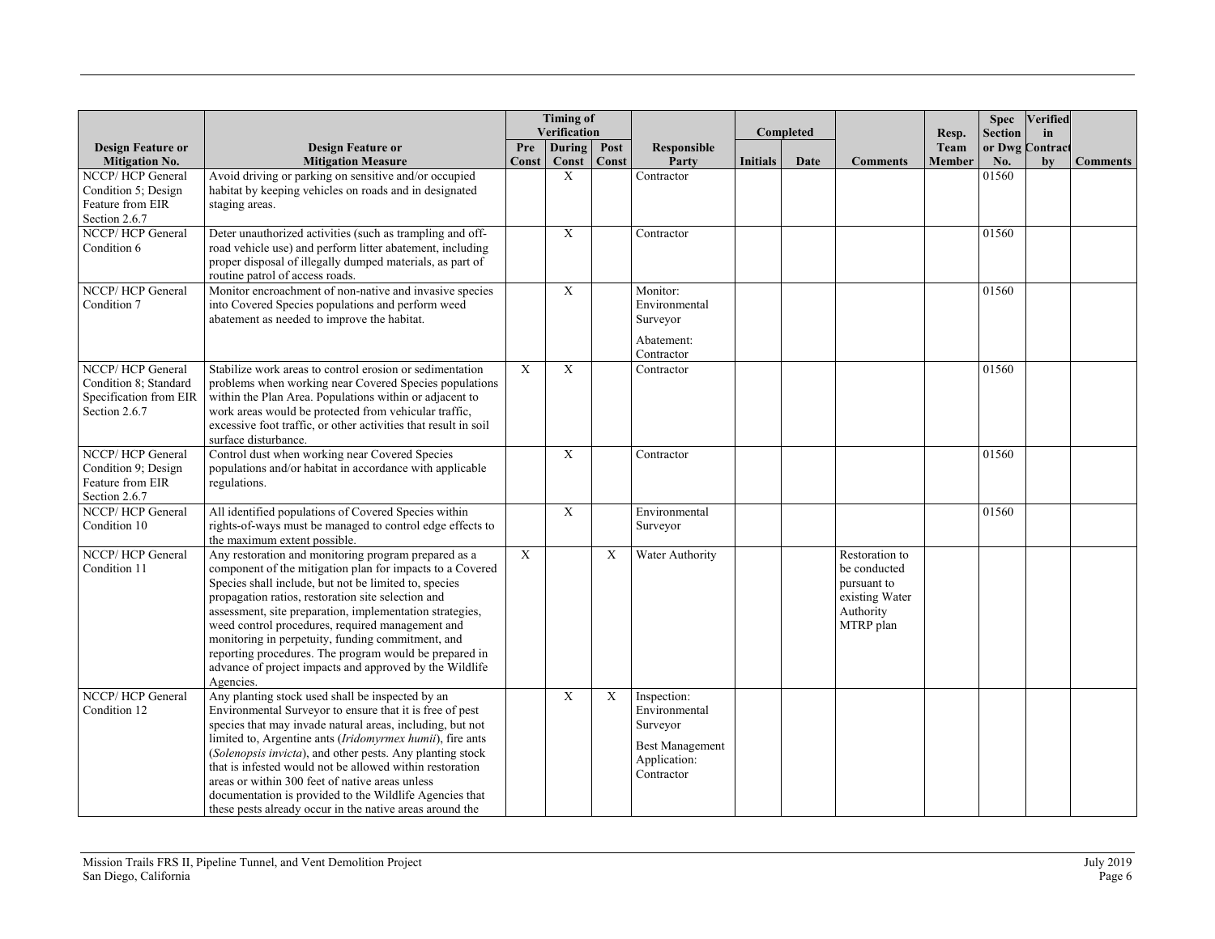| Design Feature or Mitigation No. | Design Feature or Mitigation Measure | Timing of Verification | | | Responsible Party | Completed | | Comments | Resp. Team Member | Spec Section or Dwg No. | Verified in Contract by | Comments |
|---|---|---|---|---|---|---|---|---|---|---|---|---|
| | | Pre Const | During Const | Post Const | | Initials | Date | | | | | |
| NCCP/ HCP General Condition 5; Design Feature from EIR Section 2.6.7 | Avoid driving or parking on sensitive and/or occupied habitat by keeping vehicles on roads and in designated staging areas. | | X | | Contractor | | | | | 01560 | | |
| NCCP/ HCP General Condition 6 | Deter unauthorized activities (such as trampling and off-road vehicle use) and perform litter abatement, including proper disposal of illegally dumped materials, as part of routine patrol of access roads. | | X | | Contractor | | | | | 01560 | | |
| NCCP/ HCP General Condition 7 | Monitor encroachment of non-native and invasive species into Covered Species populations and perform weed abatement as needed to improve the habitat. | | X | | Monitor: Environmental Surveyor<br><br>Abatement: Contractor | | | | | 01560 | | |
| NCCP/ HCP General Condition 8; Standard Specification from EIR Section 2.6.7 | Stabilize work areas to control erosion or sedimentation problems when working near Covered Species populations within the Plan Area. Populations within or adjacent to work areas would be protected from vehicular traffic, excessive foot traffic, or other activities that result in soil surface disturbance. | X | X | | Contractor | | | | | 01560 | | |
| NCCP/ HCP General Condition 9; Design Feature from EIR Section 2.6.7 | Control dust when working near Covered Species populations and/or habitat in accordance with applicable regulations. | | X | | Contractor | | | | | 01560 | | |
| NCCP/ HCP General Condition 10 | All identified populations of Covered Species within rights-of-ways must be managed to control edge effects to the maximum extent possible. | | X | | Environmental Surveyor | | | | | 01560 | | |
| NCCP/ HCP General Condition 11 | Any restoration and monitoring program prepared as a component of the mitigation plan for impacts to a Covered Species shall include, but not be limited to, species propagation ratios, restoration site selection and assessment, site preparation, implementation strategies, weed control procedures, required management and monitoring in perpetuity, funding commitment, and reporting procedures. The program would be prepared in advance of project impacts and approved by the Wildlife Agencies. | X | | X | Water Authority | | | Restoration to be conducted pursuant to existing Water Authority MTRP plan | | | | |
| NCCP/ HCP General Condition 12 | Any planting stock used shall be inspected by an Environmental Surveyor to ensure that it is free of pest species that may invade natural areas, including, but not limited to, Argentine ants (*Iridomyrmex humii*), fire ants (*Solenopsis invicta*), and other pests. Any planting stock that is infested would not be allowed within restoration areas or within 300 feet of native areas unless documentation is provided to the Wildlife Agencies that these pests already occur in the native areas around the | | X | X | Inspection: Environmental Surveyor<br><br>Best Management Application: Contractor | | | | | | | |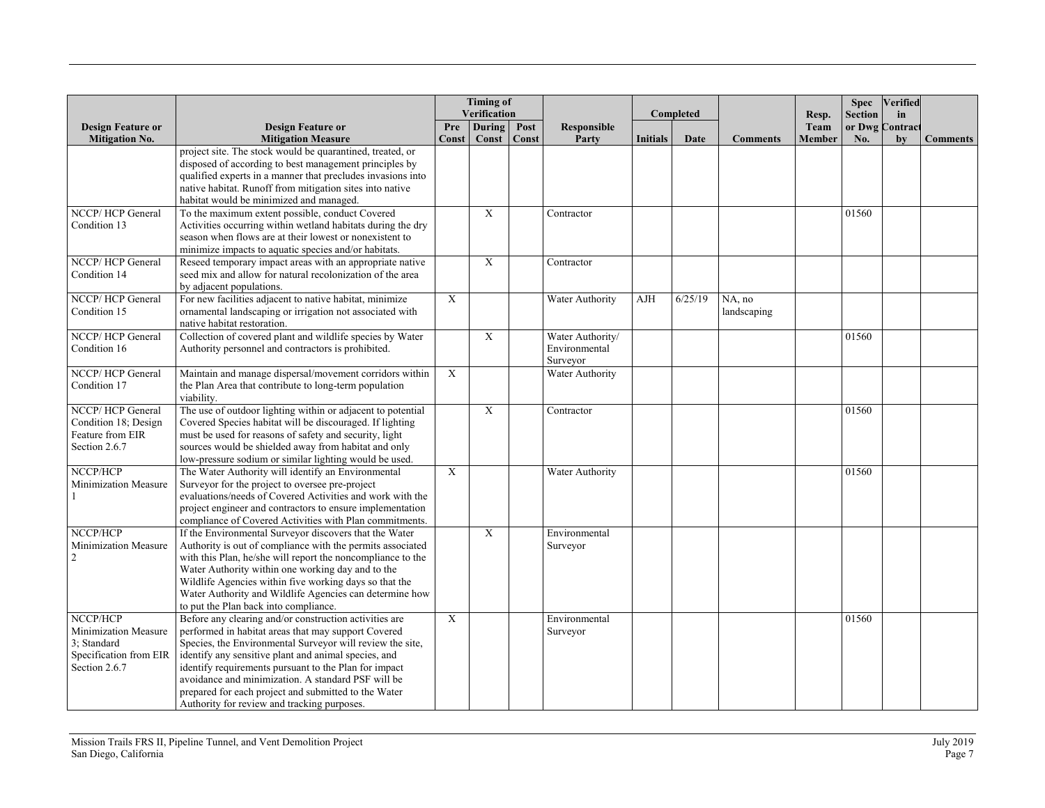| Design Feature or Mitigation No. | Design Feature or Mitigation Measure | Timing of Verification | | | Responsible Party | Completed | | Comments | Resp. Team Member | Spec Section or Dwg No. | Verified in Contract by | Comments |
|---|---|---|---|---|---|---|---|---|---|---|---|---|
| | | Pre Const | During Const | Post Const | | Initials | Date | | | | | |
| | project site. The stock would be quarantined, treated, or disposed of according to best management principles by qualified experts in a manner that precludes invasions into native habitat. Runoff from mitigation sites into native habitat would be minimized and managed. | | | | | | | | | | | |
| NCCP/ HCP General Condition 13 | To the maximum extent possible, conduct Covered Activities occurring within wetland habitats during the dry season when flows are at their lowest or nonexistent to minimize impacts to aquatic species and/or habitats. | | X | | Contractor | | | | | 01560 | | |
| NCCP/ HCP General Condition 14 | Reseed temporary impact areas with an appropriate native seed mix and allow for natural recolonization of the area by adjacent populations. | | X | | Contractor | | | | | | | |
| NCCP/ HCP General Condition 15 | For new facilities adjacent to native habitat, minimize ornamental landscaping or irrigation not associated with native habitat restoration. | X | | | Water Authority | AJH | 6/25/19 | NA, no landscaping | | | | |
| NCCP/ HCP General Condition 16 | Collection of covered plant and wildlife species by Water Authority personnel and contractors is prohibited. | | X | | Water Authority/ Environmental Surveyor | | | | | 01560 | | |
| NCCP/ HCP General Condition 17 | Maintain and manage dispersal/movement corridors within the Plan Area that contribute to long-term population viability. | X | | | Water Authority | | | | | | | |
| NCCP/ HCP General Condition 18; Design Feature from EIR Section 2.6.7 | The use of outdoor lighting within or adjacent to potential Covered Species habitat will be discouraged. If lighting must be used for reasons of safety and security, light sources would be shielded away from habitat and only low-pressure sodium or similar lighting would be used. | | X | | Contractor | | | | | 01560 | | |
| NCCP/HCP Minimization Measure 1 | The Water Authority will identify an Environmental Surveyor for the project to oversee pre-project evaluations/needs of Covered Activities and work with the project engineer and contractors to ensure implementation compliance of Covered Activities with Plan commitments. | X | | | Water Authority | | | | | 01560 | | |
| NCCP/HCP Minimization Measure 2 | If the Environmental Surveyor discovers that the Water Authority is out of compliance with the permits associated with this Plan, he/she will report the noncompliance to the Water Authority within one working day and to the Wildlife Agencies within five working days so that the Water Authority and Wildlife Agencies can determine how to put the Plan back into compliance. | | X | | Environmental Surveyor | | | | | | | |
| NCCP/HCP Minimization Measure 3; Standard Specification from EIR Section 2.6.7 | Before any clearing and/or construction activities are performed in habitat areas that may support Covered Species, the Environmental Surveyor will review the site, identify any sensitive plant and animal species, and identify requirements pursuant to the Plan for impact avoidance and minimization. A standard PSF will be prepared for each project and submitted to the Water Authority for review and tracking purposes. | X | | | Environmental Surveyor | | | | | 01560 | | |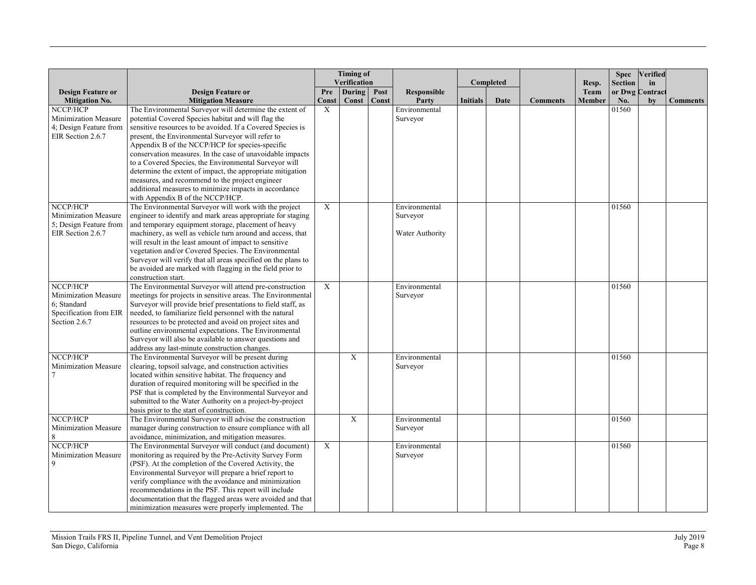| Design Feature or Mitigation No. | Design Feature or Mitigation Measure | Timing of Verification | | | Responsible Party | Completed | | Comments | Resp. Team Member | Spec Section or Dwg No. | Verified in Contract by | Comments |
|---|---|---|---|---|---|---|---|---|---|---|---|---|
| | | Pre Const | During Const | Post Const | | Initials | Date | | | | | |
| NCCP/HCP Minimization Measure 4; Design Feature from EIR Section 2.6.7 | The Environmental Surveyor will determine the extent of potential Covered Species habitat and will flag the sensitive resources to be avoided. If a Covered Species is present, the Environmental Surveyor will refer to Appendix B of the NCCP/HCP for species-specific conservation measures. In the case of unavoidable impacts to a Covered Species, the Environmental Surveyor will determine the extent of impact, the appropriate mitigation measures, and recommend to the project engineer additional measures to minimize impacts in accordance with Appendix B of the NCCP/HCP. | X | | | Environmental Surveyor | | | | | 01560 | | |
| NCCP/HCP Minimization Measure 5; Design Feature from EIR Section 2.6.7 | The Environmental Surveyor will work with the project engineer to identify and mark areas appropriate for staging and temporary equipment storage, placement of heavy machinery, as well as vehicle turn around and access, that will result in the least amount of impact to sensitive vegetation and/or Covered Species. The Environmental Surveyor will verify that all areas specified on the plans to be avoided are marked with flagging in the field prior to construction start. | X | | | Environmental Surveyor<br><br>Water Authority | | | | | 01560 | | |
| NCCP/HCP Minimization Measure 6; Standard Specification from EIR Section 2.6.7 | The Environmental Surveyor will attend pre-construction meetings for projects in sensitive areas. The Environmental Surveyor will provide brief presentations to field staff, as needed, to familiarize field personnel with the natural resources to be protected and avoid on project sites and outline environmental expectations. The Environmental Surveyor will also be available to answer questions and address any last-minute construction changes. | X | | | Environmental Surveyor | | | | | 01560 | | |
| NCCP/HCP Minimization Measure 7 | The Environmental Surveyor will be present during clearing, topsoil salvage, and construction activities located within sensitive habitat. The frequency and duration of required monitoring will be specified in the PSF that is completed by the Environmental Surveyor and submitted to the Water Authority on a project-by-project basis prior to the start of construction. | | X | | Environmental Surveyor | | | | | 01560 | | |
| NCCP/HCP Minimization Measure 8 | The Environmental Surveyor will advise the construction manager during construction to ensure compliance with all avoidance, minimization, and mitigation measures. | | X | | Environmental Surveyor | | | | | 01560 | | |
| NCCP/HCP Minimization Measure 9 | The Environmental Surveyor will conduct (and document) monitoring as required by the Pre-Activity Survey Form (PSF). At the completion of the Covered Activity, the Environmental Surveyor will prepare a brief report to verify compliance with the avoidance and minimization recommendations in the PSF. This report will include documentation that the flagged areas were avoided and that minimization measures were properly implemented. The | X | | | Environmental Surveyor | | | | | 01560 | | |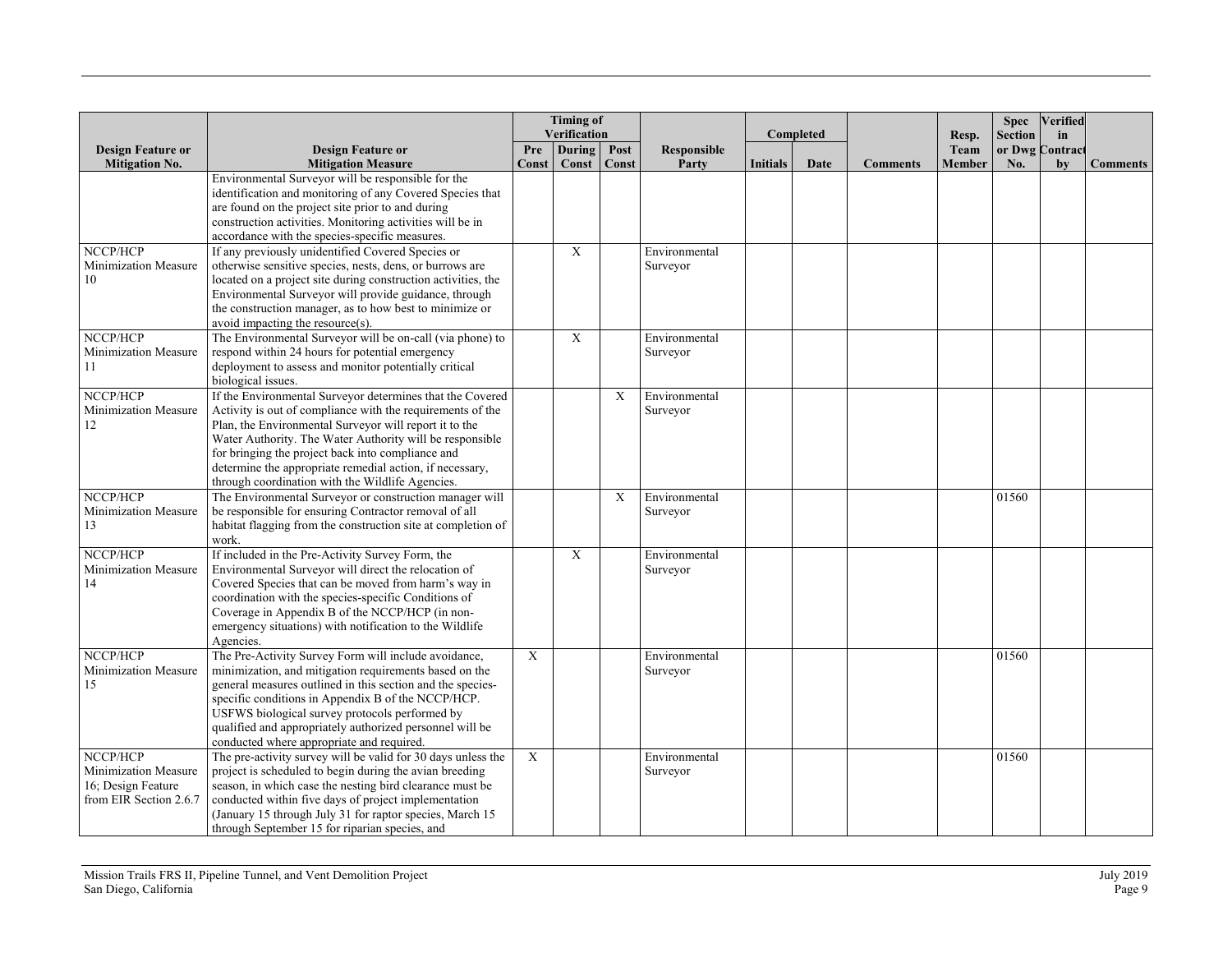| Design Feature or Mitigation No. | Design Feature or Mitigation Measure | Timing of Verification | | | Responsible Party | Completed | | Comments | Resp. Team Member | Spec Section or Dwg No. | Verified in Contract by | Comments |
|---|---|---|---|---|---|---|---|---|---|---|---|---|
| | | Pre Const | During Const | Post Const | | Initials | Date | | | | | |
| | Environmental Surveyor will be responsible for the identification and monitoring of any Covered Species that are found on the project site prior to and during construction activities. Monitoring activities will be in accordance with the species-specific measures. | | | | | | | | | | | |
| NCCP/HCP Minimization Measure 10 | If any previously unidentified Covered Species or otherwise sensitive species, nests, dens, or burrows are located on a project site during construction activities, the Environmental Surveyor will provide guidance, through the construction manager, as to how best to minimize or avoid impacting the resource(s). | | X | | Environmental Surveyor | | | | | | | |
| NCCP/HCP Minimization Measure 11 | The Environmental Surveyor will be on-call (via phone) to respond within 24 hours for potential emergency deployment to assess and monitor potentially critical biological issues. | | X | | Environmental Surveyor | | | | | | | |
| NCCP/HCP Minimization Measure 12 | If the Environmental Surveyor determines that the Covered Activity is out of compliance with the requirements of the Plan, the Environmental Surveyor will report it to the Water Authority. The Water Authority will be responsible for bringing the project back into compliance and determine the appropriate remedial action, if necessary, through coordination with the Wildlife Agencies. | | | X | Environmental Surveyor | | | | | | | |
| NCCP/HCP Minimization Measure 13 | The Environmental Surveyor or construction manager will be responsible for ensuring Contractor removal of all habitat flagging from the construction site at completion of work. | | | X | Environmental Surveyor | | | | | 01560 | | |
| NCCP/HCP Minimization Measure 14 | If included in the Pre-Activity Survey Form, the Environmental Surveyor will direct the relocation of Covered Species that can be moved from harm's way in coordination with the species-specific Conditions of Coverage in Appendix B of the NCCP/HCP (in non-emergency situations) with notification to the Wildlife Agencies. | | X | | Environmental Surveyor | | | | | | | |
| NCCP/HCP Minimization Measure 15 | The Pre-Activity Survey Form will include avoidance, minimization, and mitigation requirements based on the general measures outlined in this section and the species-specific conditions in Appendix B of the NCCP/HCP. USFWS biological survey protocols performed by qualified and appropriately authorized personnel will be conducted where appropriate and required. | X | | | Environmental Surveyor | | | | | 01560 | | |
| NCCP/HCP Minimization Measure 16; Design Feature from EIR Section 2.6.7 | The pre-activity survey will be valid for 30 days unless the project is scheduled to begin during the avian breeding season, in which case the nesting bird clearance must be conducted within five days of project implementation (January 15 through July 31 for raptor species, March 15 through September 15 for riparian species, and | X | | | Environmental Surveyor | | | | | 01560 | | |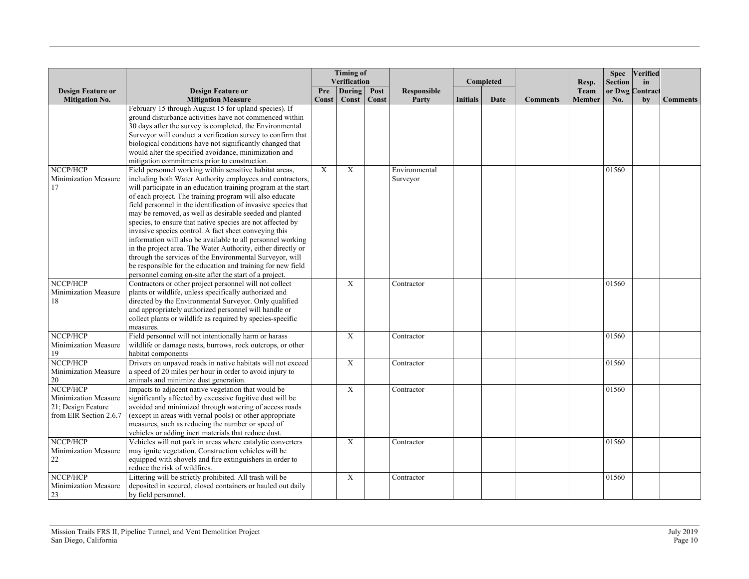| Design Feature or Mitigation No. | Design Feature or Mitigation Measure | Timing of Verification | | | Responsible Party | Completed | | Comments | Resp. Team Member | Spec Section or Dwg No. | Verified in Contract by | Comments |
|---|---|---|---|---|---|---|---|---|---|---|---|---|
| | | Pre Const | During Const | Post Const | | Initials | Date | | | | | |
| | February 15 through August 15 for upland species). If ground disturbance activities have not commenced within 30 days after the survey is completed, the Environmental Surveyor will conduct a verification survey to confirm that biological conditions have not significantly changed that would alter the specified avoidance, minimization and mitigation commitments prior to construction. | | | | | | | | | | | |
| NCCP/HCP Minimization Measure 17 | Field personnel working within sensitive habitat areas, including both Water Authority employees and contractors, will participate in an education training program at the start of each project. The training program will also educate field personnel in the identification of invasive species that may be removed, as well as desirable seeded and planted species, to ensure that native species are not affected by invasive species control. A fact sheet conveying this information will also be available to all personnel working in the project area. The Water Authority, either directly or through the services of the Environmental Surveyor, will be responsible for the education and training for new field personnel coming on-site after the start of a project. | X | X | | Environmental Surveyor | | | | | 01560 | | |
| NCCP/HCP Minimization Measure 18 | Contractors or other project personnel will not collect plants or wildlife, unless specifically authorized and directed by the Environmental Surveyor. Only qualified and appropriately authorized personnel will handle or collect plants or wildlife as required by species-specific measures. | | X | | Contractor | | | | | 01560 | | |
| NCCP/HCP Minimization Measure 19 | Field personnel will not intentionally harm or harass wildlife or damage nests, burrows, rock outcrops, or other habitat components | | X | | Contractor | | | | | 01560 | | |
| NCCP/HCP Minimization Measure 20 | Drivers on unpaved roads in native habitats will not exceed a speed of 20 miles per hour in order to avoid injury to animals and minimize dust generation. | | X | | Contractor | | | | | 01560 | | |
| NCCP/HCP Minimization Measure 21; Design Feature from EIR Section 2.6.7 | Impacts to adjacent native vegetation that would be significantly affected by excessive fugitive dust will be avoided and minimized through watering of access roads (except in areas with vernal pools) or other appropriate measures, such as reducing the number or speed of vehicles or adding inert materials that reduce dust. | | X | | Contractor | | | | | 01560 | | |
| NCCP/HCP Minimization Measure 22 | Vehicles will not park in areas where catalytic converters may ignite vegetation. Construction vehicles will be equipped with shovels and fire extinguishers in order to reduce the risk of wildfires. | | X | | Contractor | | | | | 01560 | | |
| NCCP/HCP Minimization Measure 23 | Littering will be strictly prohibited. All trash will be deposited in secured, closed containers or hauled out daily by field personnel. | | X | | Contractor | | | | | 01560 | | |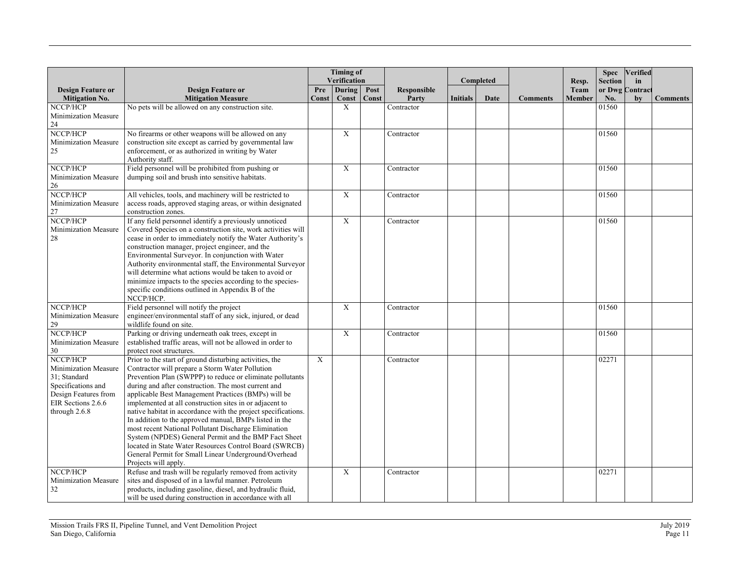| Design Feature or Mitigation No. | Design Feature or Mitigation Measure | Timing of Verification | | | Responsible Party | Completed | | Comments | Resp. Team Member | Spec Section or Dwg No. | Verified in Contract by | Comments |
|---|---|---|---|---|---|---|---|---|---|---|---|---|
| | | Pre Const | During Const | Post Const | | Initials | Date | | | | | |
| NCCP/HCP Minimization Measure 24 | No pets will be allowed on any construction site. | | X | | Contractor | | | | | 01560 | | |
| NCCP/HCP Minimization Measure 25 | No firearms or other weapons will be allowed on any construction site except as carried by governmental law enforcement, or as authorized in writing by Water Authority staff. | | X | | Contractor | | | | | 01560 | | |
| NCCP/HCP Minimization Measure 26 | Field personnel will be prohibited from pushing or dumping soil and brush into sensitive habitats. | | X | | Contractor | | | | | 01560 | | |
| NCCP/HCP Minimization Measure 27 | All vehicles, tools, and machinery will be restricted to access roads, approved staging areas, or within designated construction zones. | | X | | Contractor | | | | | 01560 | | |
| NCCP/HCP Minimization Measure 28 | If any field personnel identify a previously unnoticed Covered Species on a construction site, work activities will cease in order to immediately notify the Water Authority's construction manager, project engineer, and the Environmental Surveyor. In conjunction with Water Authority environmental staff, the Environmental Surveyor will determine what actions would be taken to avoid or minimize impacts to the species according to the species-specific conditions outlined in Appendix B of the NCCP/HCP. | | X | | Contractor | | | | | 01560 | | |
| NCCP/HCP Minimization Measure 29 | Field personnel will notify the project engineer/environmental staff of any sick, injured, or dead wildlife found on site. | | X | | Contractor | | | | | 01560 | | |
| NCCP/HCP Minimization Measure 30 | Parking or driving underneath oak trees, except in established traffic areas, will not be allowed in order to protect root structures. | | X | | Contractor | | | | | 01560 | | |
| NCCP/HCP Minimization Measure 31; Standard Specifications and Design Features from EIR Sections 2.6.6 through 2.6.8 | Prior to the start of ground disturbing activities, the Contractor will prepare a Storm Water Pollution Prevention Plan (SWPPP) to reduce or eliminate pollutants during and after construction. The most current and applicable Best Management Practices (BMPs) will be implemented at all construction sites in or adjacent to native habitat in accordance with the project specifications. In addition to the approved manual, BMPs listed in the most recent National Pollutant Discharge Elimination System (NPDES) General Permit and the BMP Fact Sheet located in State Water Resources Control Board (SWRCB) General Permit for Small Linear Underground/Overhead Projects will apply. | X | | | Contractor | | | | | 02271 | | |
| NCCP/HCP Minimization Measure 32 | Refuse and trash will be regularly removed from activity sites and disposed of in a lawful manner. Petroleum products, including gasoline, diesel, and hydraulic fluid, will be used during construction in accordance with all | | X | | Contractor | | | | | 02271 | | |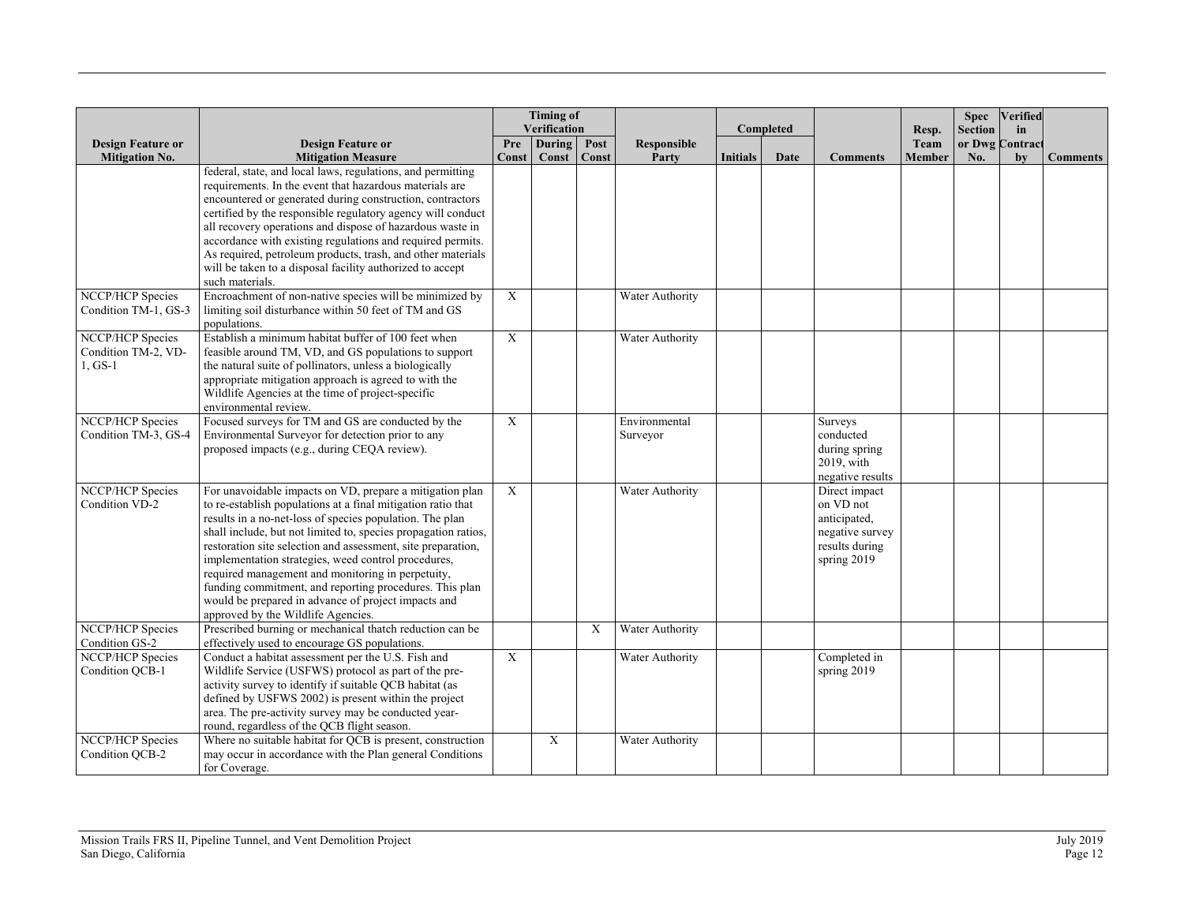| Design Feature or Mitigation No. | Design Feature or Mitigation Measure | Timing of Verification | | | Responsible Party | Completed | | Comments | Resp. Team Member | Spec Section or Dwg No. | Verified in Contract by | Comments |
|---|---|---|---|---|---|---|---|---|---|---|---|---|
| | | Pre Const | During Const | Post Const | | Initials | Date | | | | | |
| | federal, state, and local laws, regulations, and permitting requirements. In the event that hazardous materials are encountered or generated during construction, contractors certified by the responsible regulatory agency will conduct all recovery operations and dispose of hazardous waste in accordance with existing regulations and required permits. As required, petroleum products, trash, and other materials will be taken to a disposal facility authorized to accept such materials. | | | | | | | | | | | |
| NCCP/HCP Species Condition TM-1, GS-3 | Encroachment of non-native species will be minimized by limiting soil disturbance within 50 feet of TM and GS populations. | X | | | Water Authority | | | | | | | |
| NCCP/HCP Species Condition TM-2, VD-1, GS-1 | Establish a minimum habitat buffer of 100 feet when feasible around TM, VD, and GS populations to support the natural suite of pollinators, unless a biologically appropriate mitigation approach is agreed to with the Wildlife Agencies at the time of project-specific environmental review. | X | | | Water Authority | | | | | | | |
| NCCP/HCP Species Condition TM-3, GS-4 | Focused surveys for TM and GS are conducted by the Environmental Surveyor for detection prior to any proposed impacts (e.g., during CEQA review). | X | | | Environmental Surveyor | | | Surveys conducted during spring 2019, with negative results | | | | |
| NCCP/HCP Species Condition VD-2 | For unavoidable impacts on VD, prepare a mitigation plan to re-establish populations at a final mitigation ratio that results in a no-net-loss of species population. The plan shall include, but not limited to, species propagation ratios, restoration site selection and assessment, site preparation, implementation strategies, weed control procedures, required management and monitoring in perpetuity, funding commitment, and reporting procedures. This plan would be prepared in advance of project impacts and approved by the Wildlife Agencies. | X | | | Water Authority | | | Direct impact on VD not anticipated, negative survey results during spring 2019 | | | | |
| NCCP/HCP Species Condition GS-2 | Prescribed burning or mechanical thatch reduction can be effectively used to encourage GS populations. | | | X | Water Authority | | | | | | | |
| NCCP/HCP Species Condition QCB-1 | Conduct a habitat assessment per the U.S. Fish and Wildlife Service (USFWS) protocol as part of the pre-activity survey to identify if suitable QCB habitat (as defined by USFWS 2002) is present within the project area. The pre-activity survey may be conducted year-round, regardless of the QCB flight season. | X | | | Water Authority | | | Completed in spring 2019 | | | | |
| NCCP/HCP Species Condition QCB-2 | Where no suitable habitat for QCB is present, construction may occur in accordance with the Plan general Conditions for Coverage. | | X | | Water Authority | | | | | | | |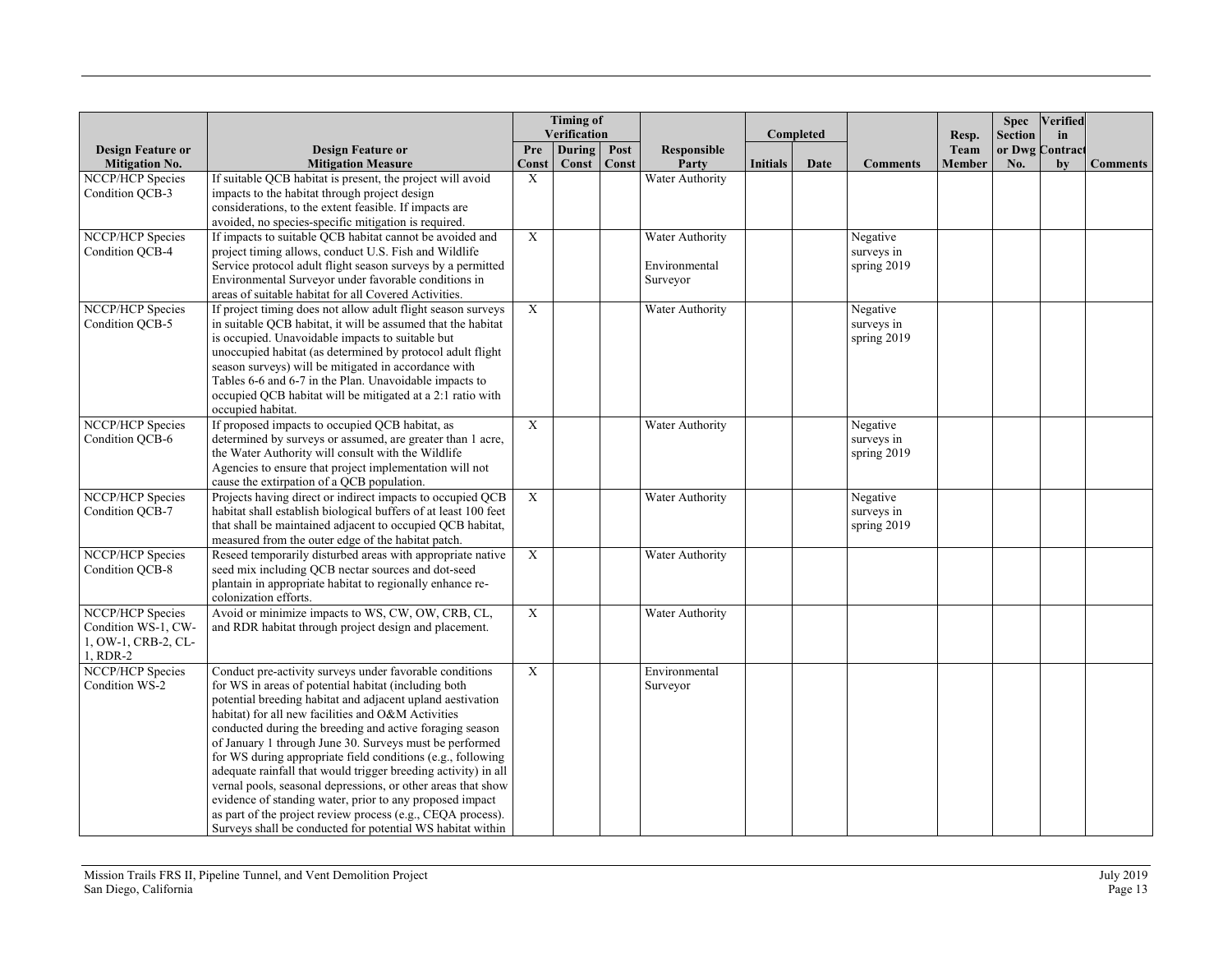| Design Feature or Mitigation No. | Design Feature or Mitigation Measure | Timing of Verification | | | Responsible Party | Completed | | Comments | Resp. Team Member | Spec Section or Dwg No. | Verified in Contract by | Comments |
|---|---|---|---|---|---|---|---|---|---|---|---|---|
| | | Pre Const | During Const | Post Const | | Initials | Date | | | | | |
| NCCP/HCP Species Condition QCB-3 | If suitable QCB habitat is present, the project will avoid impacts to the habitat through project design considerations, to the extent feasible. If impacts are avoided, no species-specific mitigation is required. | X | | | Water Authority | | | | | | | |
| NCCP/HCP Species Condition QCB-4 | If impacts to suitable QCB habitat cannot be avoided and project timing allows, conduct U.S. Fish and Wildlife Service protocol adult flight season surveys by a permitted Environmental Surveyor under favorable conditions in areas of suitable habitat for all Covered Activities. | X | | | Water Authority<br><br>Environmental Surveyor | | | Negative surveys in spring 2019 | | | | |
| NCCP/HCP Species Condition QCB-5 | If project timing does not allow adult flight season surveys in suitable QCB habitat, it will be assumed that the habitat is occupied. Unavoidable impacts to suitable but unoccupied habitat (as determined by protocol adult flight season surveys) will be mitigated in accordance with Tables 6-6 and 6-7 in the Plan. Unavoidable impacts to occupied QCB habitat will be mitigated at a 2:1 ratio with occupied habitat. | X | | | Water Authority | | | Negative surveys in spring 2019 | | | | |
| NCCP/HCP Species Condition QCB-6 | If proposed impacts to occupied QCB habitat, as determined by surveys or assumed, are greater than 1 acre, the Water Authority will consult with the Wildlife Agencies to ensure that project implementation will not cause the extirpation of a QCB population. | X | | | Water Authority | | | Negative surveys in spring 2019 | | | | |
| NCCP/HCP Species Condition QCB-7 | Projects having direct or indirect impacts to occupied QCB habitat shall establish biological buffers of at least 100 feet that shall be maintained adjacent to occupied QCB habitat, measured from the outer edge of the habitat patch. | X | | | Water Authority | | | Negative surveys in spring 2019 | | | | |
| NCCP/HCP Species Condition QCB-8 | Reseed temporarily disturbed areas with appropriate native seed mix including QCB nectar sources and dot-seed plantain in appropriate habitat to regionally enhance re-colonization efforts. | X | | | Water Authority | | | | | | | |
| NCCP/HCP Species Condition WS-1, CW-1, OW-1, CRB-2, CL-1, RDR-2 | Avoid or minimize impacts to WS, CW, OW, CRB, CL, and RDR habitat through project design and placement. | X | | | Water Authority | | | | | | | |
| NCCP/HCP Species Condition WS-2 | Conduct pre-activity surveys under favorable conditions for WS in areas of potential habitat (including both potential breeding habitat and adjacent upland aestivation habitat) for all new facilities and O&M Activities conducted during the breeding and active foraging season of January 1 through June 30. Surveys must be performed for WS during appropriate field conditions (e.g., following adequate rainfall that would trigger breeding activity) in all vernal pools, seasonal depressions, or other areas that show evidence of standing water, prior to any proposed impact as part of the project review process (e.g., CEQA process). Surveys shall be conducted for potential WS habitat within | X | | | Environmental Surveyor | | | | | | | |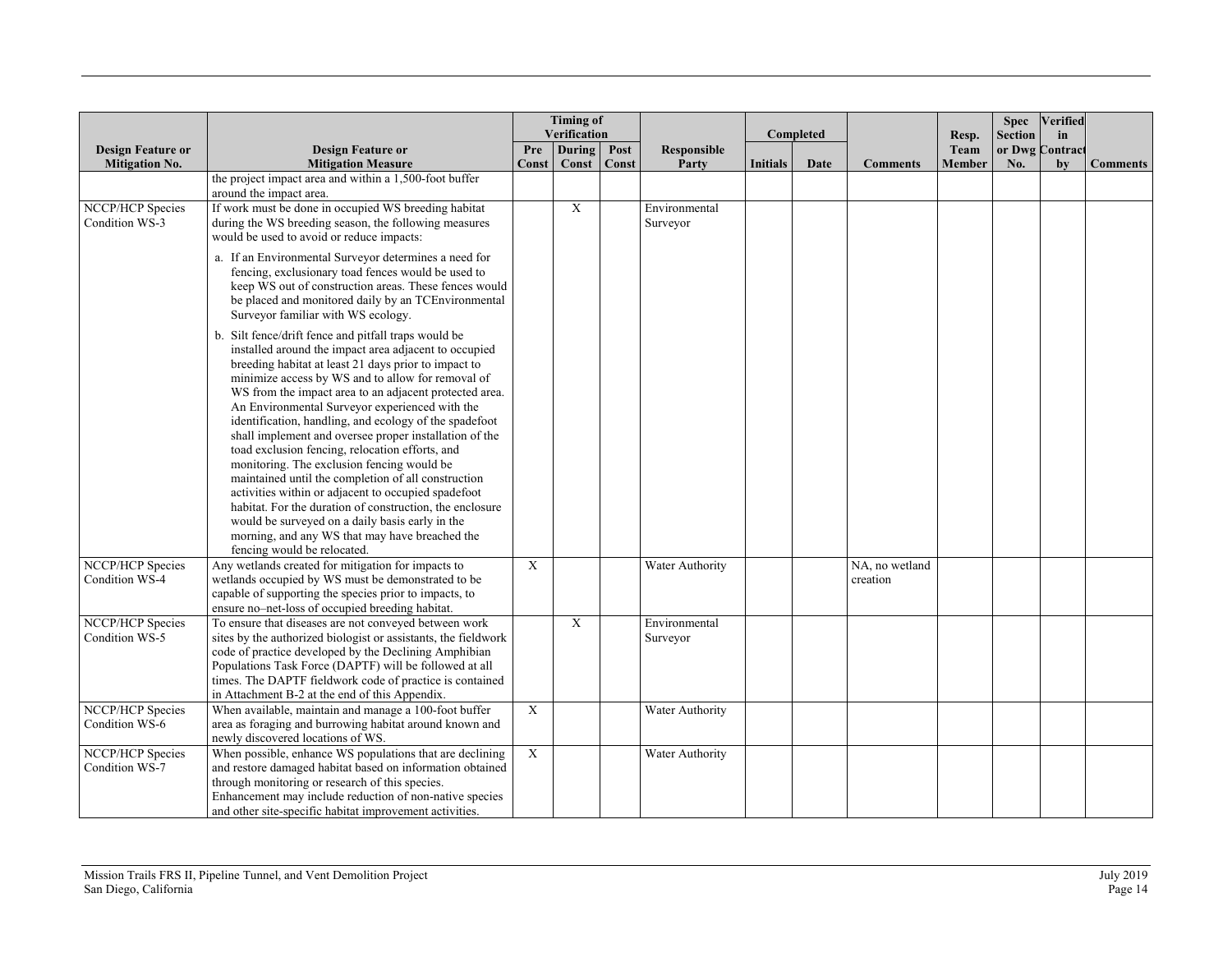| Design Feature or Mitigation No. | Design Feature or Mitigation Measure | Timing of Verification | | | Responsible Party | Completed | | Comments | Resp. Team Member | Spec Section or Dwg No. | Verified in Contract by | Comments |
|---|---|---|---|---|---|---|---|---|---|---|---|---|
| | | Pre Const | During Const | Post Const | | Initials | Date | | | | | |
| | the project impact area and within a 1,500-foot buffer around the impact area. | | | | | | | | | | | |
| NCCP/HCP Species Condition WS-3 | If work must be done in occupied WS breeding habitat during the WS breeding season, the following measures would be used to avoid or reduce impacts: a. If an Environmental Surveyor determines a need for fencing, exclusionary toad fences would be used to keep WS out of construction areas. These fences would be placed and monitored daily by an TCEnvironmental Surveyor familiar with WS ecology. b. Silt fence/drift fence and pitfall traps would be installed around the impact area adjacent to occupied breeding habitat at least 21 days prior to impact to minimize access by WS and to allow for removal of WS from the impact area to an adjacent protected area. An Environmental Surveyor experienced with the identification, handling, and ecology of the spadefoot shall implement and oversee proper installation of the toad exclusion fencing, relocation efforts, and monitoring. The exclusion fencing would be maintained until the completion of all construction activities within or adjacent to occupied spadefoot habitat. For the duration of construction, the enclosure would be surveyed on a daily basis early in the morning, and any WS that may have breached the fencing would be relocated. | | X | | Environmental Surveyor | | | | | | | |
| NCCP/HCP Species Condition WS-4 | Any wetlands created for mitigation for impacts to wetlands occupied by WS must be demonstrated to be capable of supporting the species prior to impacts, to ensure no–net-loss of occupied breeding habitat. | X | | | Water Authority | | | NA, no wetland creation | | | | |
| NCCP/HCP Species Condition WS-5 | To ensure that diseases are not conveyed between work sites by the authorized biologist or assistants, the fieldwork code of practice developed by the Declining Amphibian Populations Task Force (DAPTF) will be followed at all times. The DAPTF fieldwork code of practice is contained in Attachment B-2 at the end of this Appendix. | | X | | Environmental Surveyor | | | | | | | |
| NCCP/HCP Species Condition WS-6 | When available, maintain and manage a 100-foot buffer area as foraging and burrowing habitat around known and newly discovered locations of WS. | X | | | Water Authority | | | | | | | |
| NCCP/HCP Species Condition WS-7 | When possible, enhance WS populations that are declining and restore damaged habitat based on information obtained through monitoring or research of this species. Enhancement may include reduction of non-native species and other site-specific habitat improvement activities. | X | | | Water Authority | | | | | | | |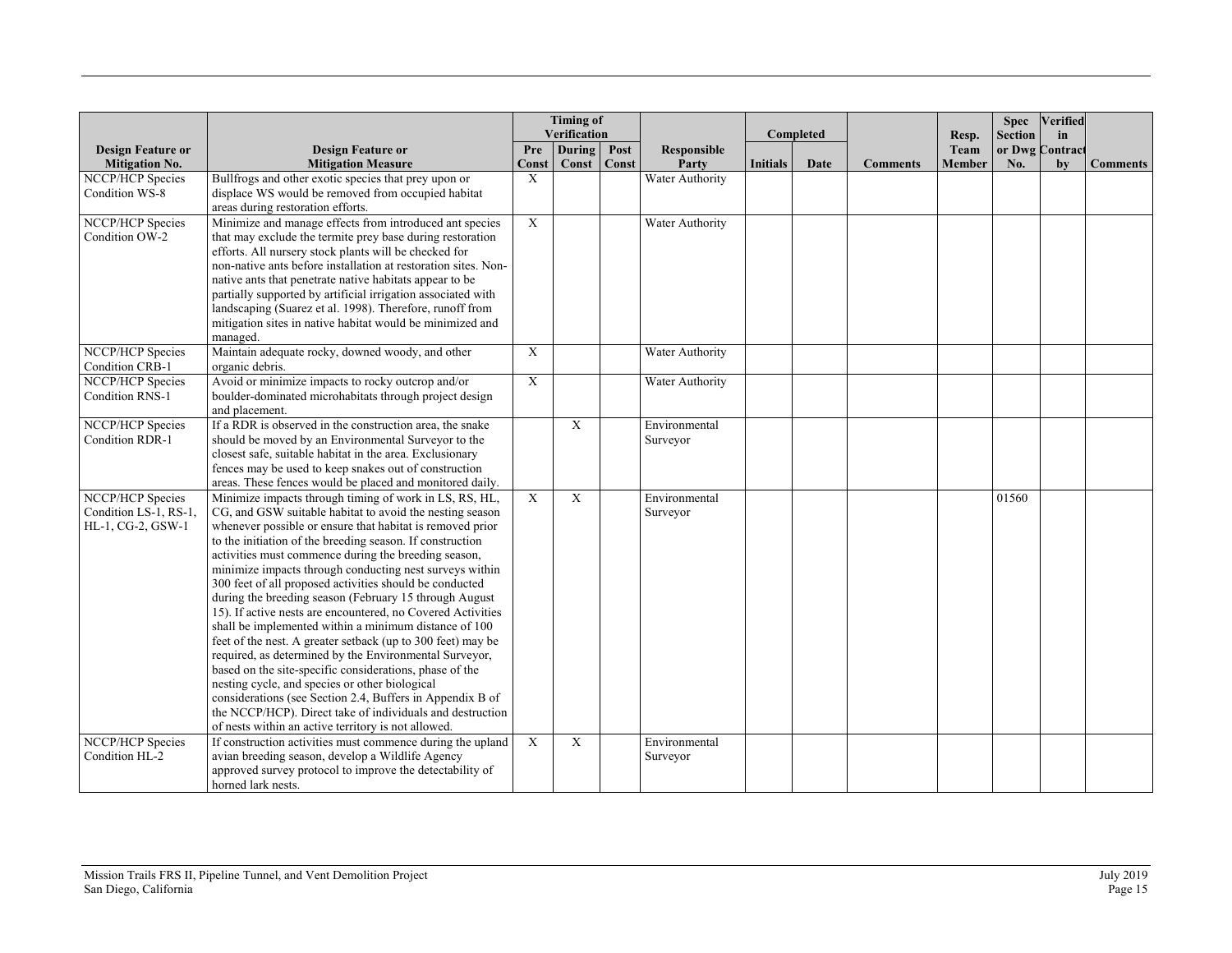| Design Feature or Mitigation No. | Design Feature or Mitigation Measure | Timing of Verification | | | Responsible Party | Completed | | Comments | Resp. Team Member | Spec Section or Dwg No. | Verified in Contract by | Comments |
|---|---|---|---|---|---|---|---|---|---|---|---|---|
| | | Pre Const | During Const | Post Const | | Initials | Date | | | | | |
| NCCP/HCP Species Condition WS-8 | Bullfrogs and other exotic species that prey upon or displace WS would be removed from occupied habitat areas during restoration efforts. | X | | | Water Authority | | | | | | | |
| NCCP/HCP Species Condition OW-2 | Minimize and manage effects from introduced ant species that may exclude the termite prey base during restoration efforts. All nursery stock plants will be checked for non-native ants before installation at restoration sites. Non-native ants that penetrate native habitats appear to be partially supported by artificial irrigation associated with landscaping (Suarez et al. 1998). Therefore, runoff from mitigation sites in native habitat would be minimized and managed. | X | | | Water Authority | | | | | | | |
| NCCP/HCP Species Condition CRB-1 | Maintain adequate rocky, downed woody, and other organic debris. | X | | | Water Authority | | | | | | | |
| NCCP/HCP Species Condition RNS-1 | Avoid or minimize impacts to rocky outcrop and/or boulder-dominated microhabitats through project design and placement. | X | | | Water Authority | | | | | | | |
| NCCP/HCP Species Condition RDR-1 | If a RDR is observed in the construction area, the snake should be moved by an Environmental Surveyor to the closest safe, suitable habitat in the area. Exclusionary fences may be used to keep snakes out of construction areas. These fences would be placed and monitored daily. | | X | | Environmental Surveyor | | | | | | | |
| NCCP/HCP Species Condition LS-1, RS-1, HL-1, CG-2, GSW-1 | Minimize impacts through timing of work in LS, RS, HL, CG, and GSW suitable habitat to avoid the nesting season whenever possible or ensure that habitat is removed prior to the initiation of the breeding season. If construction activities must commence during the breeding season, minimize impacts through conducting nest surveys within 300 feet of all proposed activities should be conducted during the breeding season (February 15 through August 15). If active nests are encountered, no Covered Activities shall be implemented within a minimum distance of 100 feet of the nest. A greater setback (up to 300 feet) may be required, as determined by the Environmental Surveyor, based on the site-specific considerations, phase of the nesting cycle, and species or other biological considerations (see Section 2.4, Buffers in Appendix B of the NCCP/HCP). Direct take of individuals and destruction of nests within an active territory is not allowed. | X | X | | Environmental Surveyor | | | | | 01560 | | |
| NCCP/HCP Species Condition HL-2 | If construction activities must commence during the upland avian breeding season, develop a Wildlife Agency approved survey protocol to improve the detectability of horned lark nests. | X | X | | Environmental Surveyor | | | | | | | |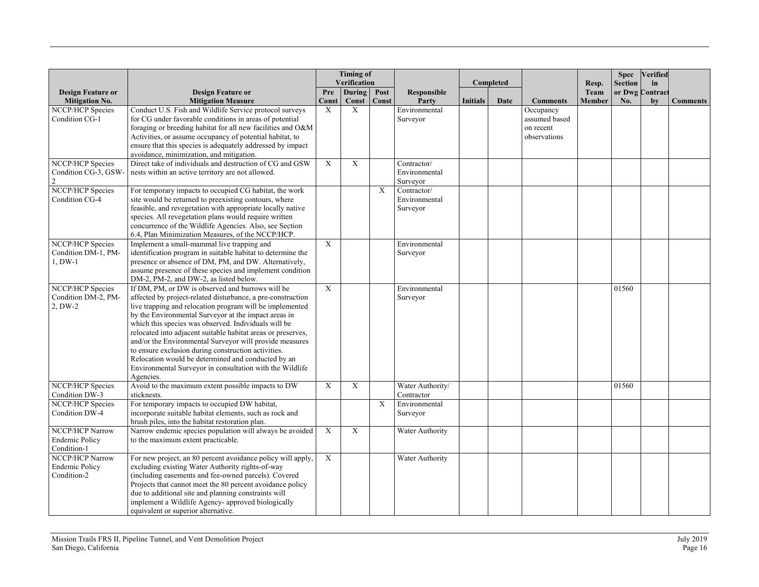| Design Feature or Mitigation No. | Design Feature or Mitigation Measure | Timing of Verification | | | Responsible Party | Completed | | Comments | Resp. Team Member | Spec Section or Dwg No. | Verified in Contract by | Comments |
|---|---|---|---|---|---|---|---|---|---|---|---|---|
| | | Pre Const | During Const | Post Const | | Initials | Date | | | | | |
| NCCP/HCP Species Condition CG-1 | Conduct U.S. Fish and Wildlife Service protocol surveys for CG under favorable conditions in areas of potential foraging or breeding habitat for all new facilities and O&M Activities, or assume occupancy of potential habitat, to ensure that this species is adequately addressed by impact avoidance, minimization, and mitigation. | X | X | | Environmental Surveyor | | | Occupancy assumed based on recent observations | | | | |
| NCCP/HCP Species Condition CG-3, GSW-2 | Direct take of individuals and destruction of CG and GSW nests within an active territory are not allowed. | X | X | | Contractor/ Environmental Surveyor | | | | | | | |
| NCCP/HCP Species Condition CG-4 | For temporary impacts to occupied CG habitat, the work site would be returned to preexisting contours, where feasible, and revegetation with appropriate locally native species. All revegetation plans would require written concurrence of the Wildlife Agencies. Also, see Section 6.4, Plan Minimization Measures, of the NCCP/HCP. | | | X | Contractor/ Environmental Surveyor | | | | | | | |
| NCCP/HCP Species Condition DM-1, PM-1, DW-1 | Implement a small-mammal live trapping and identification program in suitable habitat to determine the presence or absence of DM, PM, and DW. Alternatively, assume presence of these species and implement condition DM-2, PM-2, and DW-2, as listed below. | X | | | Environmental Surveyor | | | | | | | |
| NCCP/HCP Species Condition DM-2, PM-2, DW-2 | If DM, PM, or DW is observed and burrows will be affected by project-related disturbance, a pre-construction live trapping and relocation program will be implemented by the Environmental Surveyor at the impact areas in which this species was observed. Individuals will be relocated into adjacent suitable habitat areas or preserves, and/or the Environmental Surveyor will provide measures to ensure exclusion during construction activities. Relocation would be determined and conducted by an Environmental Surveyor in consultation with the Wildlife Agencies. | X | | | Environmental Surveyor | | | | | 01560 | | |
| NCCP/HCP Species Condition DW-3 | Avoid to the maximum extent possible impacts to DW sticknests. | X | X | | Water Authority/ Contractor | | | | | 01560 | | |
| NCCP/HCP Species Condition DW-4 | For temporary impacts to occupied DW habitat, incorporate suitable habitat elements, such as rock and brush piles, into the habitat restoration plan. | | | X | Environmental Surveyor | | | | | | | |
| NCCP/HCP Narrow Endemic Policy Condition-1 | Narrow endemic species population will always be avoided to the maximum extent practicable. | X | X | | Water Authority | | | | | | | |
| NCCP/HCP Narrow Endemic Policy Condition-2 | For new project, an 80 percent avoidance policy will apply, excluding existing Water Authority rights-of-way (including easements and fee-owned parcels). Covered Projects that cannot meet the 80 percent avoidance policy due to additional site and planning constraints will implement a Wildlife Agency- approved biologically equivalent or superior alternative. | X | | | Water Authority | | | | | | | |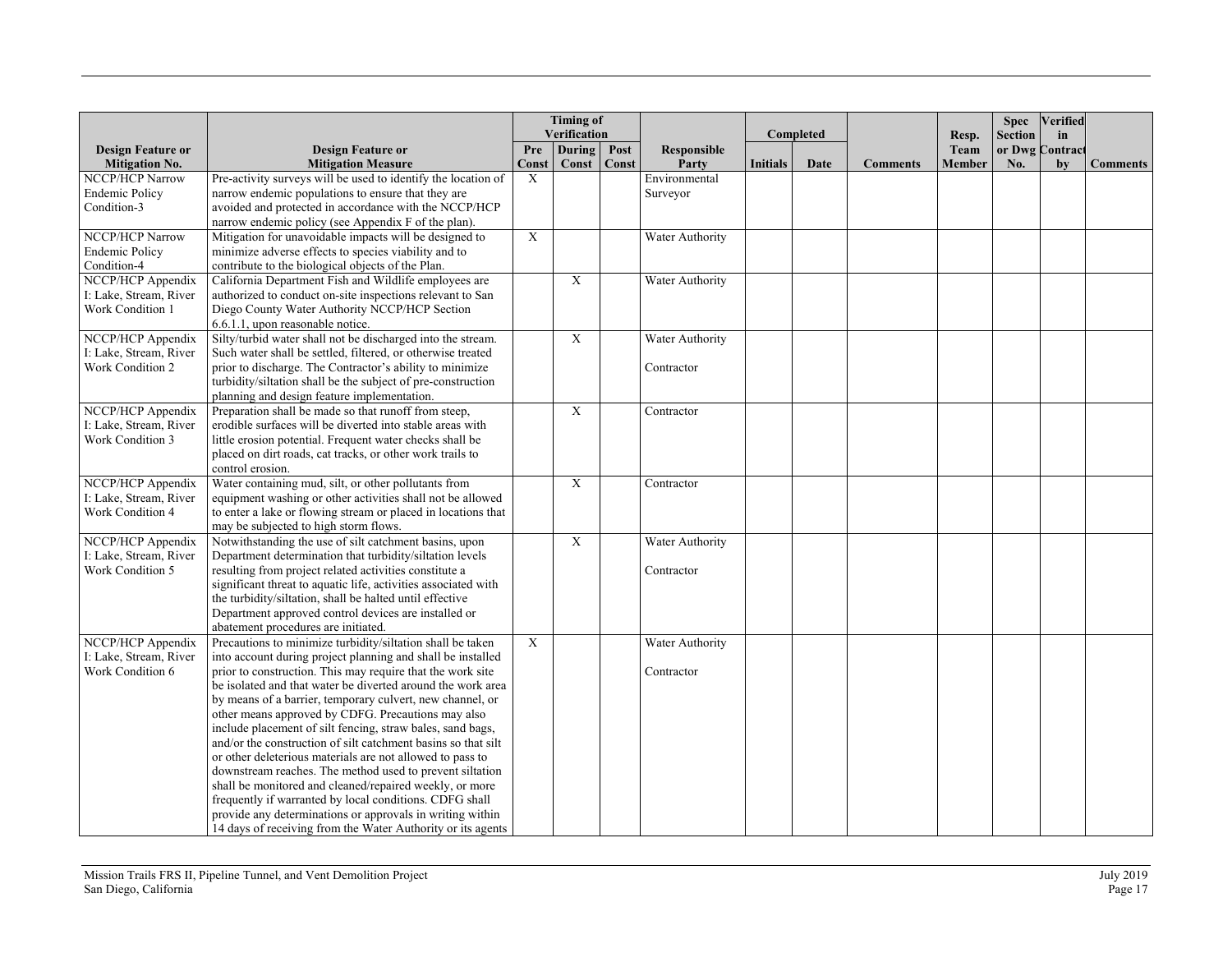| Design Feature or Mitigation No. | Design Feature or Mitigation Measure | Timing of Verification | | | Responsible Party | Completed | | Comments | Resp. Team Member | Spec Section or Dwg No. | Verified in Contract by | Comments |
|---|---|---|---|---|---|---|---|---|---|---|---|---|
| | | Pre Const | During Const | Post Const | | Initials | Date | | | | | |
| NCCP/HCP Narrow Endemic Policy Condition-3 | Pre-activity surveys will be used to identify the location of narrow endemic populations to ensure that they are avoided and protected in accordance with the NCCP/HCP narrow endemic policy (see Appendix F of the plan). | X | | | Environmental Surveyor | | | | | | | |
| NCCP/HCP Narrow Endemic Policy Condition-4 | Mitigation for unavoidable impacts will be designed to minimize adverse effects to species viability and to contribute to the biological objects of the Plan. | X | | | Water Authority | | | | | | | |
| NCCP/HCP Appendix I: Lake, Stream, River Work Condition 1 | California Department Fish and Wildlife employees are authorized to conduct on-site inspections relevant to San Diego County Water Authority NCCP/HCP Section 6.6.1.1, upon reasonable notice. | | X | | Water Authority | | | | | | | |
| NCCP/HCP Appendix I: Lake, Stream, River Work Condition 2 | Silty/turbid water shall not be discharged into the stream. Such water shall be settled, filtered, or otherwise treated prior to discharge. The Contractor's ability to minimize turbidity/siltation shall be the subject of pre-construction planning and design feature implementation. | | X | | Water Authority<br><br>Contractor | | | | | | | |
| NCCP/HCP Appendix I: Lake, Stream, River Work Condition 3 | Preparation shall be made so that runoff from steep, erodible surfaces will be diverted into stable areas with little erosion potential. Frequent water checks shall be placed on dirt roads, cat tracks, or other work trails to control erosion. | | X | | Contractor | | | | | | | |
| NCCP/HCP Appendix I: Lake, Stream, River Work Condition 4 | Water containing mud, silt, or other pollutants from equipment washing or other activities shall not be allowed to enter a lake or flowing stream or placed in locations that may be subjected to high storm flows. | | X | | Contractor | | | | | | | |
| NCCP/HCP Appendix I: Lake, Stream, River Work Condition 5 | Notwithstanding the use of silt catchment basins, upon Department determination that turbidity/siltation levels resulting from project related activities constitute a significant threat to aquatic life, activities associated with the turbidity/siltation, shall be halted until effective Department approved control devices are installed or abatement procedures are initiated. | | X | | Water Authority<br><br>Contractor | | | | | | | |
| NCCP/HCP Appendix I: Lake, Stream, River Work Condition 6 | Precautions to minimize turbidity/siltation shall be taken into account during project planning and shall be installed prior to construction. This may require that the work site be isolated and that water be diverted around the work area by means of a barrier, temporary culvert, new channel, or other means approved by CDFG. Precautions may also include placement of silt fencing, straw bales, sand bags, and/or the construction of silt catchment basins so that silt or other deleterious materials are not allowed to pass to downstream reaches. The method used to prevent siltation shall be monitored and cleaned/repaired weekly, or more frequently if warranted by local conditions. CDFG shall provide any determinations or approvals in writing within 14 days of receiving from the Water Authority or its agents | X | | | Water Authority<br><br>Contractor | | | | | | | |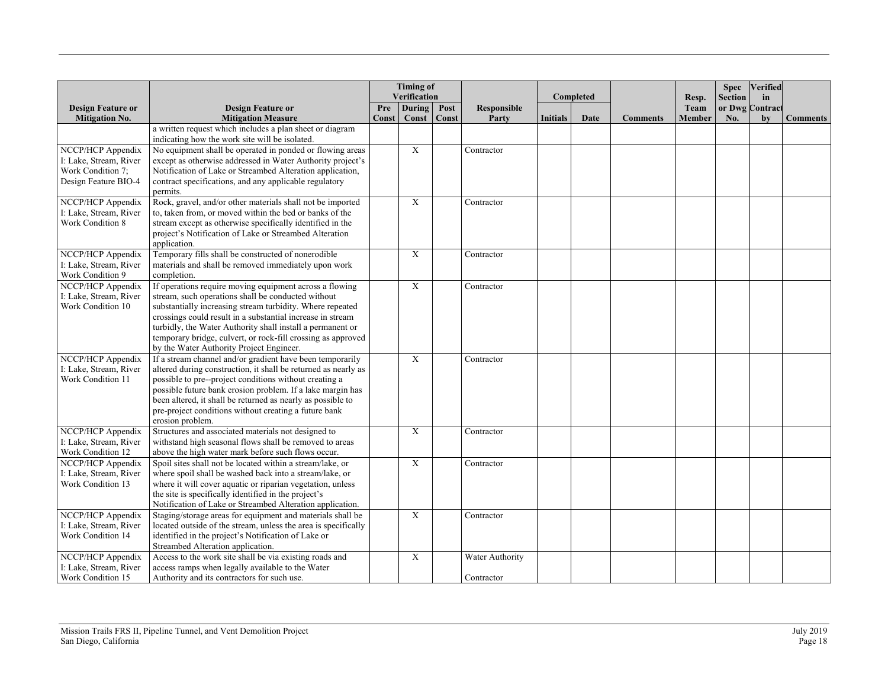| Design Feature or Mitigation No. | Design Feature or Mitigation Measure | Timing of Verification | | | Responsible Party | Completed | | Comments | Resp. Team Member | Spec Section or Dwg No. | Verified in Contract by | Comments |
|---|---|---|---|---|---|---|---|---|---|---|---|---|
| | | Pre Const | During Const | Post Const | | Initials | Date | | | | | |
| | a written request which includes a plan sheet or diagram indicating how the work site will be isolated. | | | | | | | | | | | |
| NCCP/HCP Appendix I: Lake, Stream, River Work Condition 7; Design Feature BIO-4 | No equipment shall be operated in ponded or flowing areas except as otherwise addressed in Water Authority project's Notification of Lake or Streambed Alteration application, contract specifications, and any applicable regulatory permits. | | X | | Contractor | | | | | | | |
| NCCP/HCP Appendix I: Lake, Stream, River Work Condition 8 | Rock, gravel, and/or other materials shall not be imported to, taken from, or moved within the bed or banks of the stream except as otherwise specifically identified in the project's Notification of Lake or Streambed Alteration application. | | X | | Contractor | | | | | | | |
| NCCP/HCP Appendix I: Lake, Stream, River Work Condition 9 | Temporary fills shall be constructed of nonerodible materials and shall be removed immediately upon work completion. | | X | | Contractor | | | | | | | |
| NCCP/HCP Appendix I: Lake, Stream, River Work Condition 10 | If operations require moving equipment across a flowing stream, such operations shall be conducted without substantially increasing stream turbidity. Where repeated crossings could result in a substantial increase in stream turbidly, the Water Authority shall install a permanent or temporary bridge, culvert, or rock-fill crossing as approved by the Water Authority Project Engineer. | | X | | Contractor | | | | | | | |
| NCCP/HCP Appendix I: Lake, Stream, River Work Condition 11 | If a stream channel and/or gradient have been temporarily altered during construction, it shall be returned as nearly as possible to pre--project conditions without creating a possible future bank erosion problem. If a lake margin has been altered, it shall be returned as nearly as possible to pre-project conditions without creating a future bank erosion problem. | | X | | Contractor | | | | | | | |
| NCCP/HCP Appendix I: Lake, Stream, River Work Condition 12 | Structures and associated materials not designed to withstand high seasonal flows shall be removed to areas above the high water mark before such flows occur. | | X | | Contractor | | | | | | | |
| NCCP/HCP Appendix I: Lake, Stream, River Work Condition 13 | Spoil sites shall not be located within a stream/lake, or where spoil shall be washed back into a stream/lake, or where it will cover aquatic or riparian vegetation, unless the site is specifically identified in the project's Notification of Lake or Streambed Alteration application. | | X | | Contractor | | | | | | | |
| NCCP/HCP Appendix I: Lake, Stream, River Work Condition 14 | Staging/storage areas for equipment and materials shall be located outside of the stream, unless the area is specifically identified in the project's Notification of Lake or Streambed Alteration application. | | X | | Contractor | | | | | | | |
| NCCP/HCP Appendix I: Lake, Stream, River Work Condition 15 | Access to the work site shall be via existing roads and access ramps when legally available to the Water Authority and its contractors for such use. | | X | | Water Authority<br><br>Contractor | | | | | | | |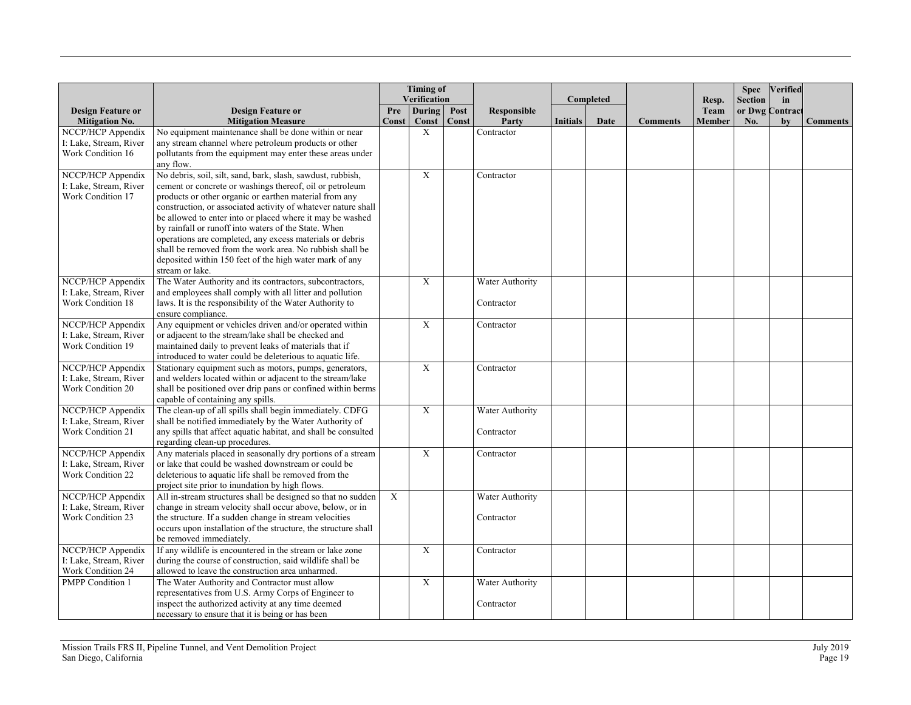| Design Feature or Mitigation No. | Design Feature or Mitigation Measure | Timing of Verification | | | Responsible Party | Completed | | Comments | Resp. Team Member | Spec Section or Dwg No. | Verified in Contract by | Comments |
|---|---|---|---|---|---|---|---|---|---|---|---|---|
| | | Pre Const | During Const | Post Const | | Initials | Date | | | | | |
| NCCP/HCP Appendix I: Lake, Stream, River Work Condition 16 | No equipment maintenance shall be done within or near any stream channel where petroleum products or other pollutants from the equipment may enter these areas under any flow. | | X | | Contractor | | | | | | | |
| NCCP/HCP Appendix I: Lake, Stream, River Work Condition 17 | No debris, soil, silt, sand, bark, slash, sawdust, rubbish, cement or concrete or washings thereof, oil or petroleum products or other organic or earthen material from any construction, or associated activity of whatever nature shall be allowed to enter into or placed where it may be washed by rainfall or runoff into waters of the State. When operations are completed, any excess materials or debris shall be removed from the work area. No rubbish shall be deposited within 150 feet of the high water mark of any stream or lake. | | X | | Contractor | | | | | | | |
| NCCP/HCP Appendix I: Lake, Stream, River Work Condition 18 | The Water Authority and its contractors, subcontractors, and employees shall comply with all litter and pollution laws. It is the responsibility of the Water Authority to ensure compliance. | | X | | Water Authority<br><br>Contractor | | | | | | | |
| NCCP/HCP Appendix I: Lake, Stream, River Work Condition 19 | Any equipment or vehicles driven and/or operated within or adjacent to the stream/lake shall be checked and maintained daily to prevent leaks of materials that if introduced to water could be deleterious to aquatic life. | | X | | Contractor | | | | | | | |
| NCCP/HCP Appendix I: Lake, Stream, River Work Condition 20 | Stationary equipment such as motors, pumps, generators, and welders located within or adjacent to the stream/lake shall be positioned over drip pans or confined within berms capable of containing any spills. | | X | | Contractor | | | | | | | |
| NCCP/HCP Appendix I: Lake, Stream, River Work Condition 21 | The clean-up of all spills shall begin immediately. CDFG shall be notified immediately by the Water Authority of any spills that affect aquatic habitat, and shall be consulted regarding clean-up procedures. | | X | | Water Authority<br><br>Contractor | | | | | | | |
| NCCP/HCP Appendix I: Lake, Stream, River Work Condition 22 | Any materials placed in seasonally dry portions of a stream or lake that could be washed downstream or could be deleterious to aquatic life shall be removed from the project site prior to inundation by high flows. | | X | | Contractor | | | | | | | |
| NCCP/HCP Appendix I: Lake, Stream, River Work Condition 23 | All in-stream structures shall be designed so that no sudden change in stream velocity shall occur above, below, or in the structure. If a sudden change in stream velocities occurs upon installation of the structure, the structure shall be removed immediately. | X | | | Water Authority<br><br>Contractor | | | | | | | |
| NCCP/HCP Appendix I: Lake, Stream, River Work Condition 24 | If any wildlife is encountered in the stream or lake zone during the course of construction, said wildlife shall be allowed to leave the construction area unharmed. | | X | | Contractor | | | | | | | |
| PMPP Condition 1 | The Water Authority and Contractor must allow representatives from U.S. Army Corps of Engineer to inspect the authorized activity at any time deemed necessary to ensure that it is being or has been | | X | | Water Authority<br><br>Contractor | | | | | | | |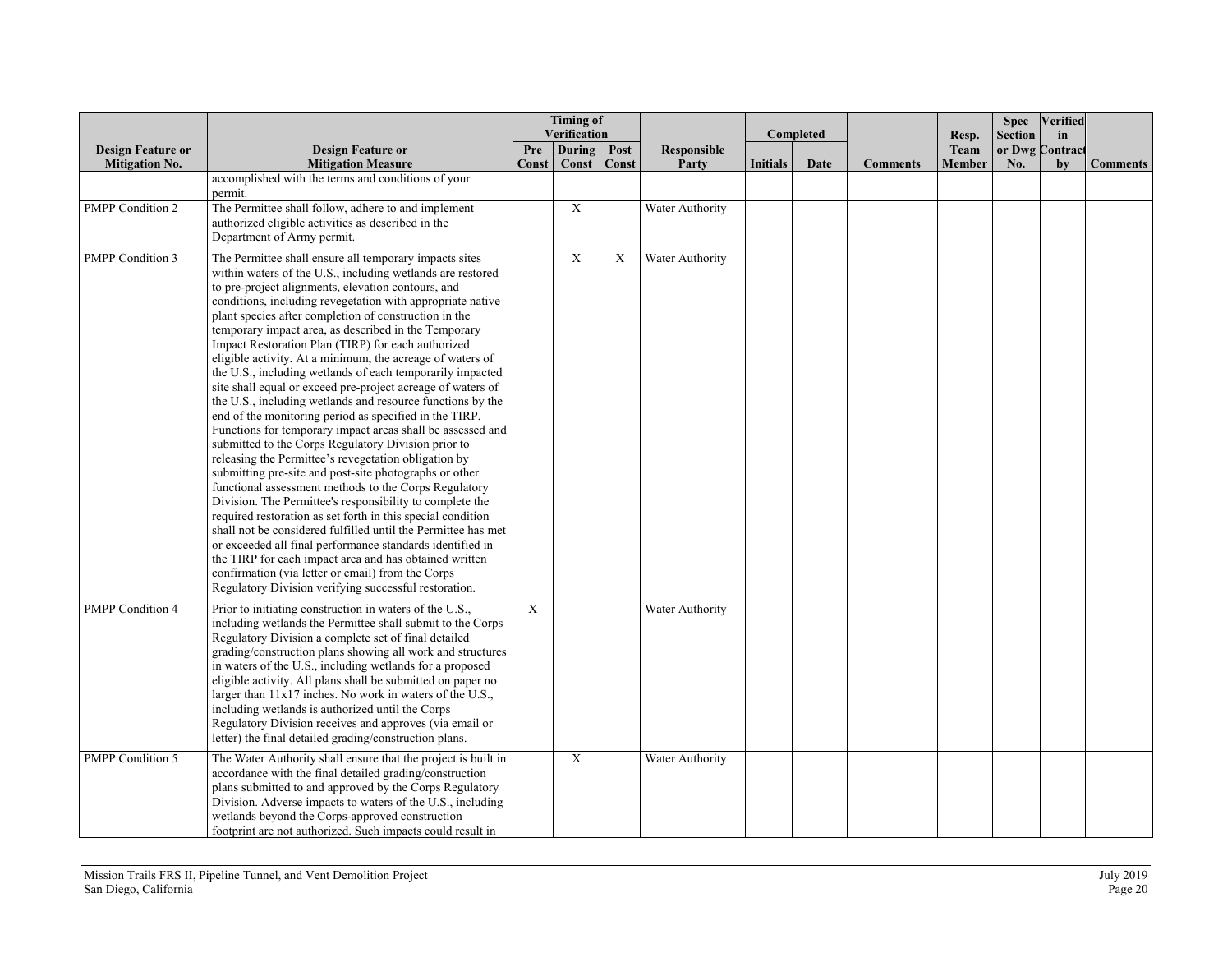| Design Feature or Mitigation No. | Design Feature or Mitigation Measure | Timing of Verification | | | Responsible Party | Completed | | Comments | Resp. Team Member | Spec Section or Dwg No. | Verified in Contract by | Comments |
|---|---|---|---|---|---|---|---|---|---|---|---|---|
| | | Pre Const | During Const | Post Const | | Initials | Date | | | | | |
| | accomplished with the terms and conditions of your permit. | | | | | | | | | | | |
| PMPP Condition 2 | The Permittee shall follow, adhere to and implement authorized eligible activities as described in the Department of Army permit. | | X | | Water Authority | | | | | | | |
| PMPP Condition 3 | The Permittee shall ensure all temporary impacts sites within waters of the U.S., including wetlands are restored to pre-project alignments, elevation contours, and conditions, including revegetation with appropriate native plant species after completion of construction in the temporary impact area, as described in the Temporary Impact Restoration Plan (TIRP) for each authorized eligible activity. At a minimum, the acreage of waters of the U.S., including wetlands of each temporarily impacted site shall equal or exceed pre-project acreage of waters of the U.S., including wetlands and resource functions by the end of the monitoring period as specified in the TIRP. Functions for temporary impact areas shall be assessed and submitted to the Corps Regulatory Division prior to releasing the Permittee's revegetation obligation by submitting pre-site and post-site photographs or other functional assessment methods to the Corps Regulatory Division. The Permittee's responsibility to complete the required restoration as set forth in this special condition shall not be considered fulfilled until the Permittee has met or exceeded all final performance standards identified in the TIRP for each impact area and has obtained written confirmation (via letter or email) from the Corps Regulatory Division verifying successful restoration. | | X | X | Water Authority | | | | | | | |
| PMPP Condition 4 | Prior to initiating construction in waters of the U.S., including wetlands the Permittee shall submit to the Corps Regulatory Division a complete set of final detailed grading/construction plans showing all work and structures in waters of the U.S., including wetlands for a proposed eligible activity. All plans shall be submitted on paper no larger than 11x17 inches. No work in waters of the U.S., including wetlands is authorized until the Corps Regulatory Division receives and approves (via email or letter) the final detailed grading/construction plans. | X | | | Water Authority | | | | | | | |
| PMPP Condition 5 | The Water Authority shall ensure that the project is built in accordance with the final detailed grading/construction plans submitted to and approved by the Corps Regulatory Division. Adverse impacts to waters of the U.S., including wetlands beyond the Corps-approved construction footprint are not authorized. Such impacts could result in | | X | | Water Authority | | | | | | | |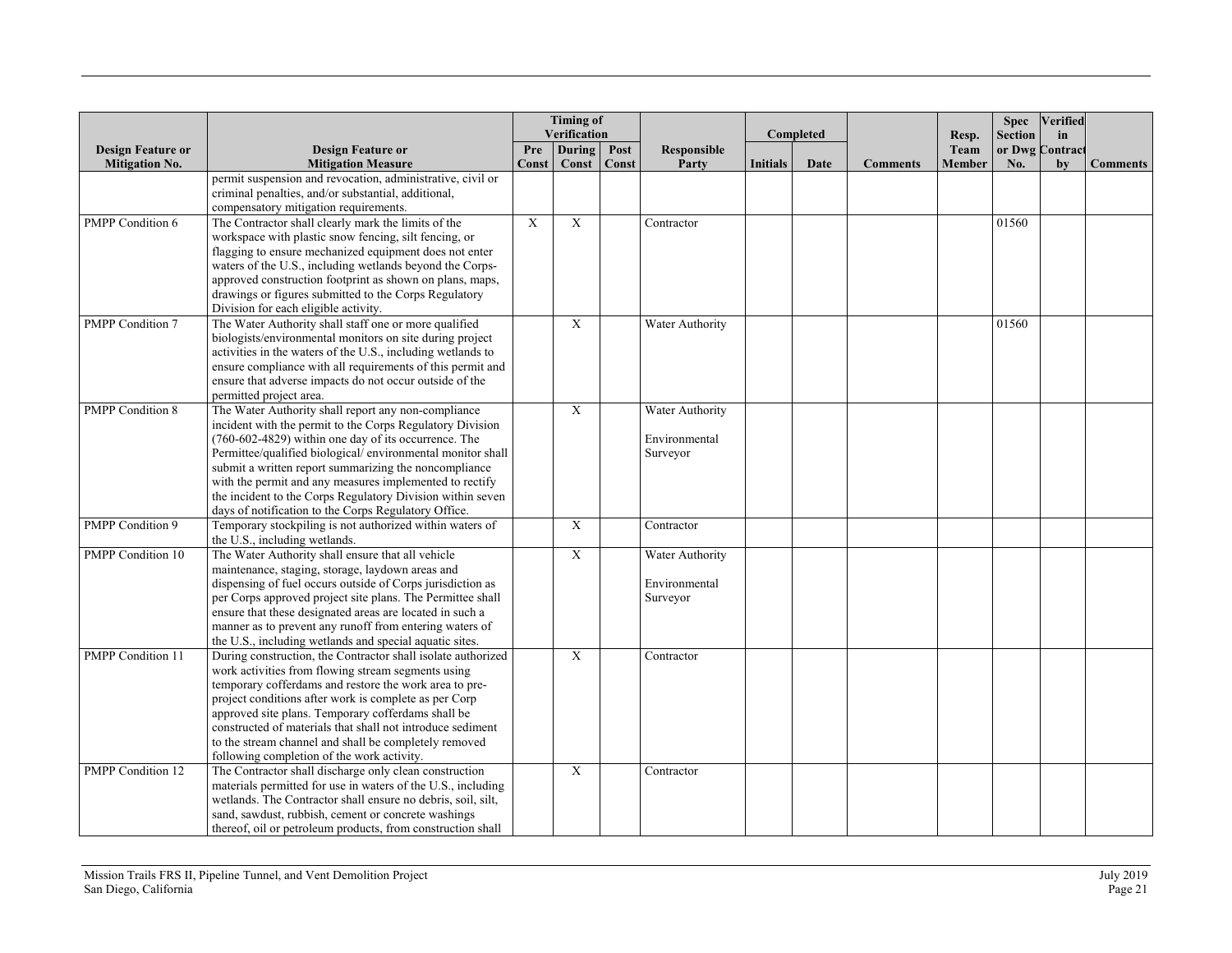| Design Feature or Mitigation No. | Design Feature or Mitigation Measure | Timing of Verification | | | Responsible Party | Completed | | Comments | Resp. Team Member | Spec Section or Dwg No. | Verified in Contract by | Comments |
|---|---|---|---|---|---|---|---|---|---|---|---|---|
| | | Pre Const | During Const | Post Const | | Initials | Date | | | | | |
| | permit suspension and revocation, administrative, civil or criminal penalties, and/or substantial, additional, compensatory mitigation requirements. | | | | | | | | | | | |
| PMPP Condition 6 | The Contractor shall clearly mark the limits of the workspace with plastic snow fencing, silt fencing, or flagging to ensure mechanized equipment does not enter waters of the U.S., including wetlands beyond the Corps-approved construction footprint as shown on plans, maps, drawings or figures submitted to the Corps Regulatory Division for each eligible activity. | X | X | | Contractor | | | | | 01560 | | |
| PMPP Condition 7 | The Water Authority shall staff one or more qualified biologists/environmental monitors on site during project activities in the waters of the U.S., including wetlands to ensure compliance with all requirements of this permit and ensure that adverse impacts do not occur outside of the permitted project area. | | X | | Water Authority | | | | | 01560 | | |
| PMPP Condition 8 | The Water Authority shall report any non-compliance incident with the permit to the Corps Regulatory Division (760-602-4829) within one day of its occurrence. The Permittee/qualified biological/ environmental monitor shall submit a written report summarizing the noncompliance with the permit and any measures implemented to rectify the incident to the Corps Regulatory Division within seven days of notification to the Corps Regulatory Office. | | X | | Water Authority<br><br>Environmental Surveyor | | | | | | | |
| PMPP Condition 9 | Temporary stockpiling is not authorized within waters of the U.S., including wetlands. | | X | | Contractor | | | | | | | |
| PMPP Condition 10 | The Water Authority shall ensure that all vehicle maintenance, staging, storage, laydown areas and dispensing of fuel occurs outside of Corps jurisdiction as per Corps approved project site plans. The Permittee shall ensure that these designated areas are located in such a manner as to prevent any runoff from entering waters of the U.S., including wetlands and special aquatic sites. | | X | | Water Authority<br><br>Environmental Surveyor | | | | | | | |
| PMPP Condition 11 | During construction, the Contractor shall isolate authorized work activities from flowing stream segments using temporary cofferdams and restore the work area to pre-project conditions after work is complete as per Corp approved site plans. Temporary cofferdams shall be constructed of materials that shall not introduce sediment to the stream channel and shall be completely removed following completion of the work activity. | | X | | Contractor | | | | | | | |
| PMPP Condition 12 | The Contractor shall discharge only clean construction materials permitted for use in waters of the U.S., including wetlands. The Contractor shall ensure no debris, soil, silt, sand, sawdust, rubbish, cement or concrete washings thereof, oil or petroleum products, from construction shall | | X | | Contractor | | | | | | | |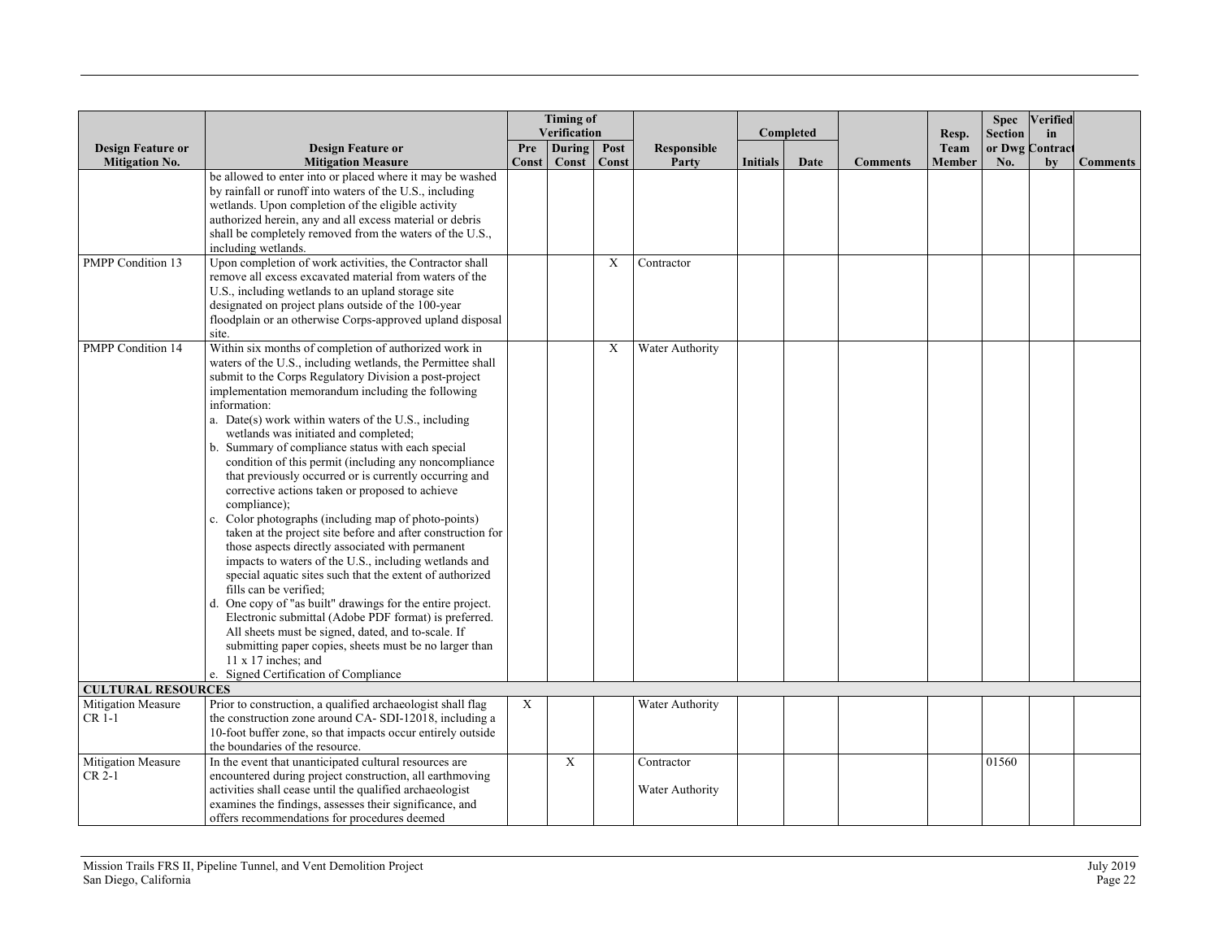| Design Feature or Mitigation No. | Design Feature or Mitigation Measure | Timing of Verification | | | Responsible Party | Completed | | Comments | Resp. Team Member | Spec Section or Dwg No. | Verified in Contract by | Comments |
|---|---|---|---|---|---|---|---|---|---|---|---|---|
| | | Pre Const | During Const | Post Const | | Initials | Date | | | | | |
| | be allowed to enter into or placed where it may be washed by rainfall or runoff into waters of the U.S., including wetlands. Upon completion of the eligible activity authorized herein, any and all excess material or debris shall be completely removed from the waters of the U.S., including wetlands. | | | | | | | | | | | |
| PMPP Condition 13 | Upon completion of work activities, the Contractor shall remove all excess excavated material from waters of the U.S., including wetlands to an upland storage site designated on project plans outside of the 100-year floodplain or an otherwise Corps-approved upland disposal site. | | | X | Contractor | | | | | | | |
| PMPP Condition 14 | Within six months of completion of authorized work in waters of the U.S., including wetlands, the Permittee shall submit to the Corps Regulatory Division a post-project implementation memorandum including the following information:<br>a. Date(s) work within waters of the U.S., including wetlands was initiated and completed;<br>b. Summary of compliance status with each special condition of this permit (including any noncompliance that previously occurred or is currently occurring and corrective actions taken or proposed to achieve compliance);<br>c. Color photographs (including map of photo-points) taken at the project site before and after construction for those aspects directly associated with permanent impacts to waters of the U.S., including wetlands and special aquatic sites such that the extent of authorized fills can be verified;<br>d. One copy of "as built" drawings for the entire project. Electronic submittal (Adobe PDF format) is preferred. All sheets must be signed, dated, and to-scale. If submitting paper copies, sheets must be no larger than 11 x 17 inches; and<br>e. Signed Certification of Compliance | | | X | Water Authority | | | | | | | |
| **CULTURAL RESOURCES** | | | | | | | | | | | | |
| Mitigation Measure CR 1-1 | Prior to construction, a qualified archaeologist shall flag the construction zone around CA- SDI-12018, including a 10-foot buffer zone, so that impacts occur entirely outside the boundaries of the resource. | X | | | Water Authority | | | | | | | |
| Mitigation Measure CR 2-1 | In the event that unanticipated cultural resources are encountered during project construction, all earthmoving activities shall cease until the qualified archaeologist examines the findings, assesses their significance, and offers recommendations for procedures deemed | | X | | Contractor<br><br>Water Authority | | | | | 01560 | | |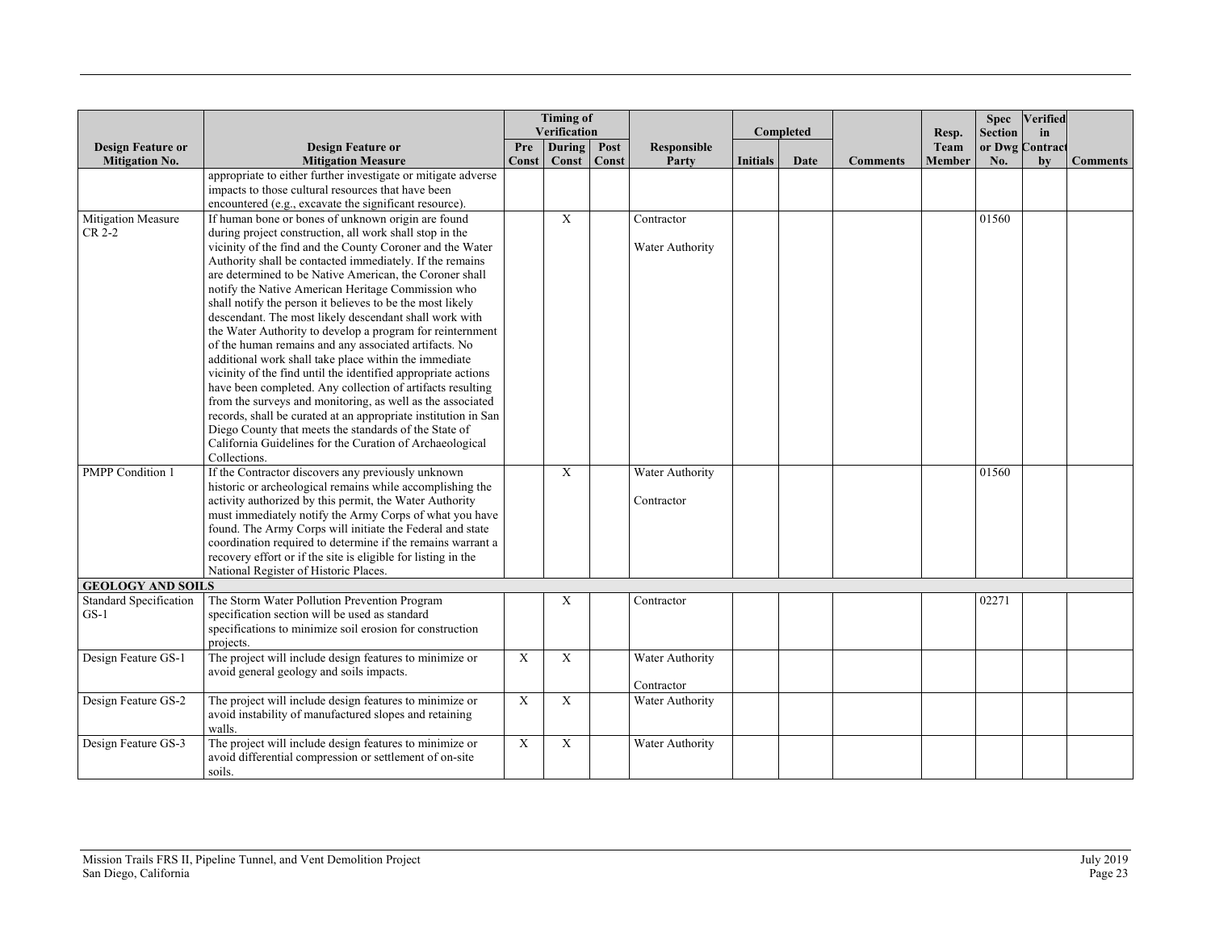| Design Feature or Mitigation No. | Design Feature or Mitigation Measure | Timing of Verification | | | Responsible Party | Completed | | Comments | Resp. Team Member | Spec Section or Dwg No. | Verified in Contract by | Comments |
|---|---|---|---|---|---|---|---|---|---|---|---|---|
| | | Pre Const | During Const | Post Const | | Initials | Date | | | | | |
| | appropriate to either further investigate or mitigate adverse impacts to those cultural resources that have been encountered (e.g., excavate the significant resource). | | | | | | | | | | | |
| Mitigation Measure CR 2-2 | If human bone or bones of unknown origin are found during project construction, all work shall stop in the vicinity of the find and the County Coroner and the Water Authority shall be contacted immediately. If the remains are determined to be Native American, the Coroner shall notify the Native American Heritage Commission who shall notify the person it believes to be the most likely descendant. The most likely descendant shall work with the Water Authority to develop a program for reinternment of the human remains and any associated artifacts. No additional work shall take place within the immediate vicinity of the find until the identified appropriate actions have been completed. Any collection of artifacts resulting from the surveys and monitoring, as well as the associated records, shall be curated at an appropriate institution in San Diego County that meets the standards of the State of California Guidelines for the Curation of Archaeological Collections. | | X | | Contractor<br><br>Water Authority | | | | | 01560 | | |
| PMPP Condition 1 | If the Contractor discovers any previously unknown historic or archeological remains while accomplishing the activity authorized by this permit, the Water Authority must immediately notify the Army Corps of what you have found. The Army Corps will initiate the Federal and state coordination required to determine if the remains warrant a recovery effort or if the site is eligible for listing in the National Register of Historic Places. | | X | | Water Authority<br><br>Contractor | | | | | 01560 | | |
| **GEOLOGY AND SOILS** | | | | | | | | | | | | |
| Standard Specification GS-1 | The Storm Water Pollution Prevention Program specification section will be used as standard specifications to minimize soil erosion for construction projects. | | X | | Contractor | | | | | 02271 | | |
| Design Feature GS-1 | The project will include design features to minimize or avoid general geology and soils impacts. | X | X | | Water Authority<br><br>Contractor | | | | | | | |
| Design Feature GS-2 | The project will include design features to minimize or avoid instability of manufactured slopes and retaining walls. | X | X | | Water Authority | | | | | | | |
| Design Feature GS-3 | The project will include design features to minimize or avoid differential compression or settlement of on-site soils. | X | X | | Water Authority | | | | | | | |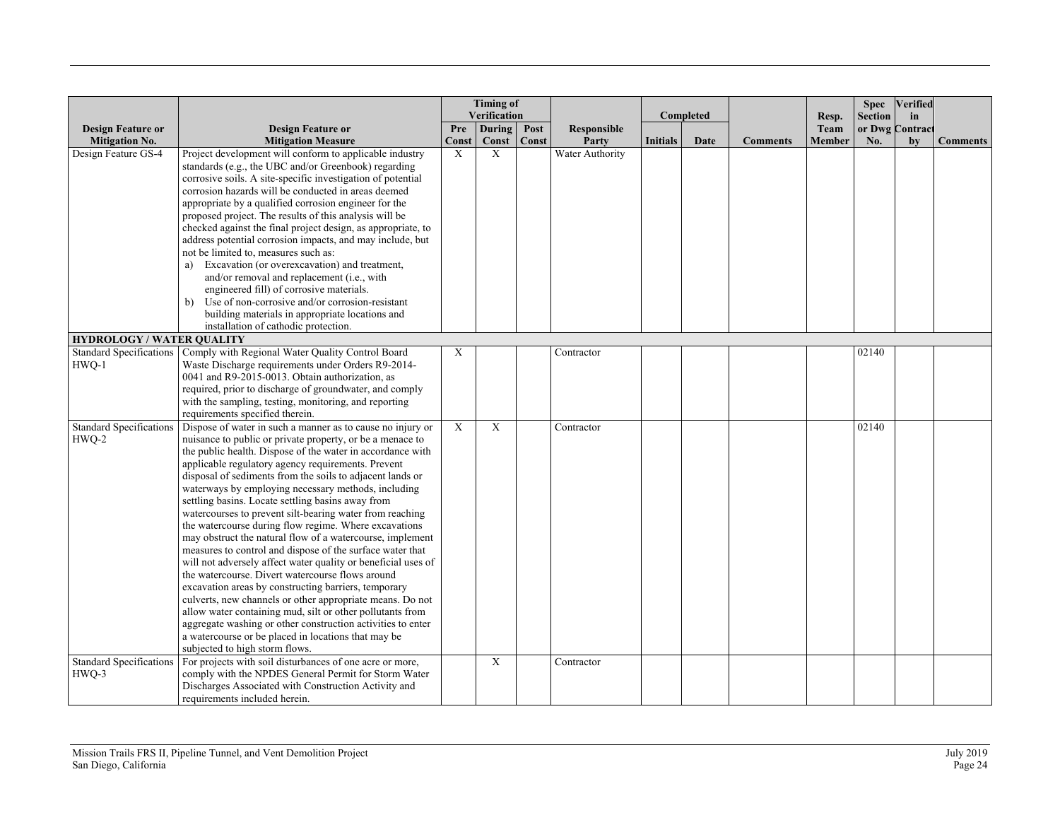| Design Feature or Mitigation No. | Design Feature or Mitigation Measure | Timing of Verification | | | Responsible Party | Completed | | Comments | Resp. Team Member | Spec Section or Dwg No. | Verified in Contract by | Comments |
|---|---|---|---|---|---|---|---|---|---|---|---|---|
| | | Pre Const | During Const | Post Const | | Initials | Date | | | | | |
| Design Feature GS-4 | Project development will conform to applicable industry standards (e.g., the UBC and/or Greenbook) regarding corrosive soils. A site-specific investigation of potential corrosion hazards will be conducted in areas deemed appropriate by a qualified corrosion engineer for the proposed project. The results of this analysis will be checked against the final project design, as appropriate, to address potential corrosion impacts, and may include, but not be limited to, measures such as: a) Excavation (or overexcavation) and treatment, and/or removal and replacement (i.e., with engineered fill) of corrosive materials. b) Use of non-corrosive and/or corrosion-resistant building materials in appropriate locations and installation of cathodic protection. | X | X | | Water Authority | | | | | | | |
| **HYDROLOGY / WATER QUALITY** | | | | | | | | | | | | |
| Standard Specifications HWQ-1 | Comply with Regional Water Quality Control Board Waste Discharge requirements under Orders R9-2014-0041 and R9-2015-0013. Obtain authorization, as required, prior to discharge of groundwater, and comply with the sampling, testing, monitoring, and reporting requirements specified therein. | X | | | Contractor | | | | | 02140 | | |
| Standard Specifications HWQ-2 | Dispose of water in such a manner as to cause no injury or nuisance to public or private property, or be a menace to the public health. Dispose of the water in accordance with applicable regulatory agency requirements. Prevent disposal of sediments from the soils to adjacent lands or waterways by employing necessary methods, including settling basins. Locate settling basins away from watercourses to prevent silt-bearing water from reaching the watercourse during flow regime. Where excavations may obstruct the natural flow of a watercourse, implement measures to control and dispose of the surface water that will not adversely affect water quality or beneficial uses of the watercourse. Divert watercourse flows around excavation areas by constructing barriers, temporary culverts, new channels or other appropriate means. Do not allow water containing mud, silt or other pollutants from aggregate washing or other construction activities to enter a watercourse or be placed in locations that may be subjected to high storm flows. | X | X | | Contractor | | | | | 02140 | | |
| Standard Specifications HWQ-3 | For projects with soil disturbances of one acre or more, comply with the NPDES General Permit for Storm Water Discharges Associated with Construction Activity and requirements included herein. | | X | | Contractor | | | | | | | |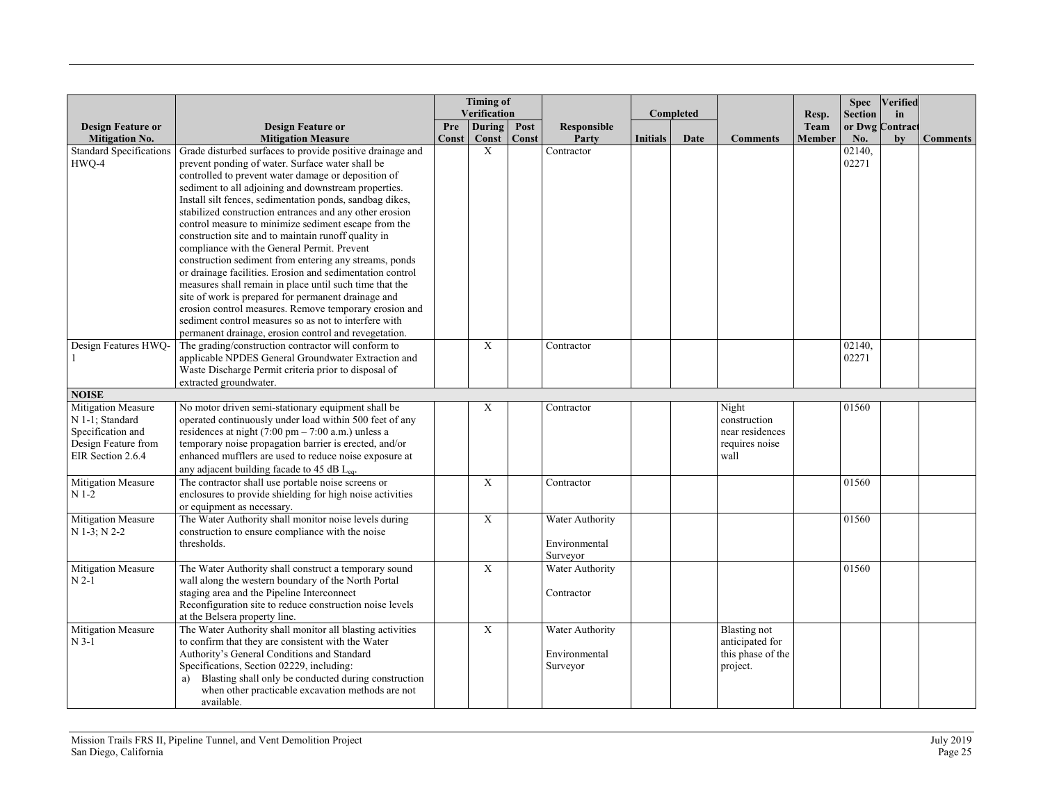| Design Feature or Mitigation No. | Design Feature or Mitigation Measure | Timing of Verification | | | Responsible Party | Completed | | Comments | Resp. Team Member | Spec Section or Dwg No. | Verified in Contract by | Comments |
|---|---|---|---|---|---|---|---|---|---|---|---|---|
| | | Pre Const | During Const | Post Const | | Initials | Date | | | | | |
| Standard Specifications HWQ-4 | Grade disturbed surfaces to provide positive drainage and prevent ponding of water. Surface water shall be controlled to prevent water damage or deposition of sediment to all adjoining and downstream properties. Install silt fences, sedimentation ponds, sandbag dikes, stabilized construction entrances and any other erosion control measure to minimize sediment escape from the construction site and to maintain runoff quality in compliance with the General Permit. Prevent construction sediment from entering any streams, ponds or drainage facilities. Erosion and sedimentation control measures shall remain in place until such time that the site of work is prepared for permanent drainage and erosion control measures. Remove temporary erosion and sediment control measures so as not to interfere with permanent drainage, erosion control and revegetation. | | X | | Contractor | | | | | 02140, 02271 | | |
| Design Features HWQ-1 | The grading/construction contractor will conform to applicable NPDES General Groundwater Extraction and Waste Discharge Permit criteria prior to disposal of extracted groundwater. | | X | | Contractor | | | | | 02140, 02271 | | |
| **NOISE** | | | | | | | | | | | | |
| Mitigation Measure N 1-1; Standard Specification and Design Feature from EIR Section 2.6.4 | No motor driven semi-stationary equipment shall be operated continuously under load within 500 feet of any residences at night (7:00 pm – 7:00 a.m.) unless a temporary noise propagation barrier is erected, and/or enhanced mufflers are used to reduce noise exposure at any adjacent building facade to 45 dB $L_{eq}$. | | X | | Contractor | | | Night construction near residences requires noise wall | | 01560 | | |
| Mitigation Measure N 1-2 | The contractor shall use portable noise screens or enclosures to provide shielding for high noise activities or equipment as necessary. | | X | | Contractor | | | | | 01560 | | |
| Mitigation Measure N 1-3; N 2-2 | The Water Authority shall monitor noise levels during construction to ensure compliance with the noise thresholds. | | X | | Water Authority<br><br>Environmental Surveyor | | | | | 01560 | | |
| Mitigation Measure N 2-1 | The Water Authority shall construct a temporary sound wall along the western boundary of the North Portal staging area and the Pipeline Interconnect Reconfiguration site to reduce construction noise levels at the Belsera property line. | | X | | Water Authority<br><br>Contractor | | | | | 01560 | | |
| Mitigation Measure N 3-1 | The Water Authority shall monitor all blasting activities to confirm that they are consistent with the Water Authority's General Conditions and Standard Specifications, Section 02229, including:<br>a) Blasting shall only be conducted during construction when other practicable excavation methods are not available. | | X | | Water Authority<br><br>Environmental Surveyor | | | Blasting not anticipated for this phase of the project. | | | | |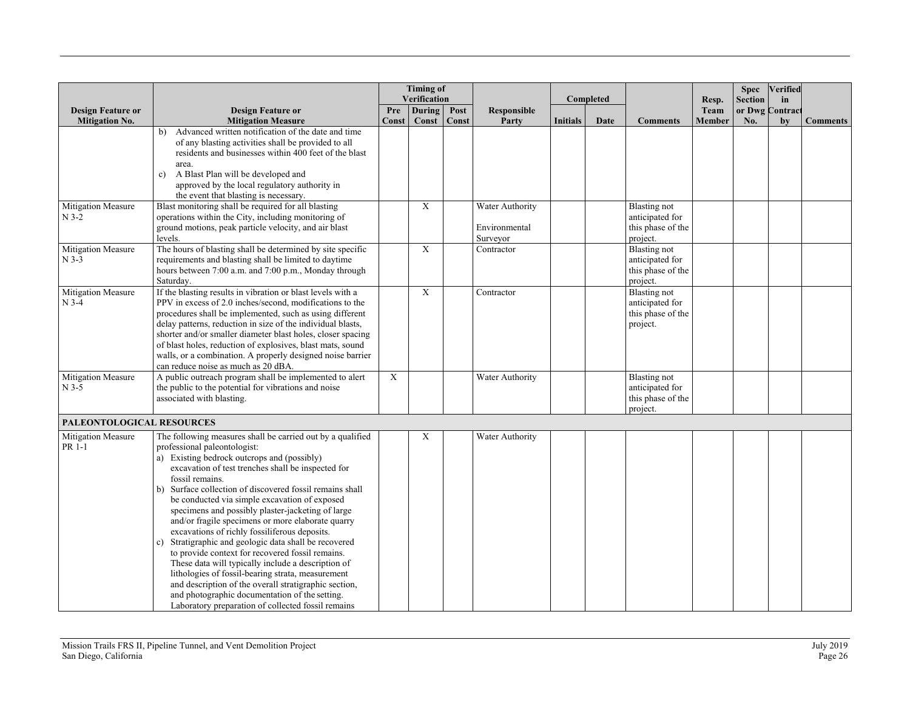| Design Feature or Mitigation No. | Design Feature or Mitigation Measure | Timing of Verification | | | Responsible Party | Completed | | Comments | Resp. Team Member | Spec Section or Dwg No. | Verified in Contract by | Comments |
|---|---|---|---|---|---|---|---|---|---|---|---|---|
| | | Pre Const | During Const | Post Const | | Initials | Date | | | | | |
| | b) Advanced written notification of the date and time of any blasting activities shall be provided to all residents and businesses within 400 feet of the blast area.<br>c) A Blast Plan will be developed and approved by the local regulatory authority in the event that blasting is necessary. | | | | | | | | | | | |
| Mitigation Measure N 3-2 | Blast monitoring shall be required for all blasting operations within the City, including monitoring of ground motions, peak particle velocity, and air blast levels. | | X | | Water Authority<br><br>Environmental Surveyor | | | Blasting not anticipated for this phase of the project. | | | | |
| Mitigation Measure N 3-3 | The hours of blasting shall be determined by site specific requirements and blasting shall be limited to daytime hours between 7:00 a.m. and 7:00 p.m., Monday through Saturday. | | X | | Contractor | | | Blasting not anticipated for this phase of the project. | | | | |
| Mitigation Measure N 3-4 | If the blasting results in vibration or blast levels with a PPV in excess of 2.0 inches/second, modifications to the procedures shall be implemented, such as using different delay patterns, reduction in size of the individual blasts, shorter and/or smaller diameter blast holes, closer spacing of blast holes, reduction of explosives, blast mats, sound walls, or a combination. A properly designed noise barrier can reduce noise as much as 20 dBA. | | X | | Contractor | | | Blasting not anticipated for this phase of the project. | | | | |
| Mitigation Measure N 3-5 | A public outreach program shall be implemented to alert the public to the potential for vibrations and noise associated with blasting. | X | | | Water Authority | | | Blasting not anticipated for this phase of the project. | | | | |
| **PALEONTOLOGICAL RESOURCES** | | | | | | | | | | | | |
| Mitigation Measure PR 1-1 | The following measures shall be carried out by a qualified professional paleontologist:<br>a) Existing bedrock outcrops and (possibly) excavation of test trenches shall be inspected for fossil remains.<br>b) Surface collection of discovered fossil remains shall be conducted via simple excavation of exposed specimens and possibly plaster-jacketing of large and/or fragile specimens or more elaborate quarry excavations of richly fossiliferous deposits.<br>c) Stratigraphic and geologic data shall be recovered to provide context for recovered fossil remains. These data will typically include a description of lithologies of fossil-bearing strata, measurement and description of the overall stratigraphic section, and photographic documentation of the setting. Laboratory preparation of collected fossil remains | | X | | Water Authority | | | | | | | |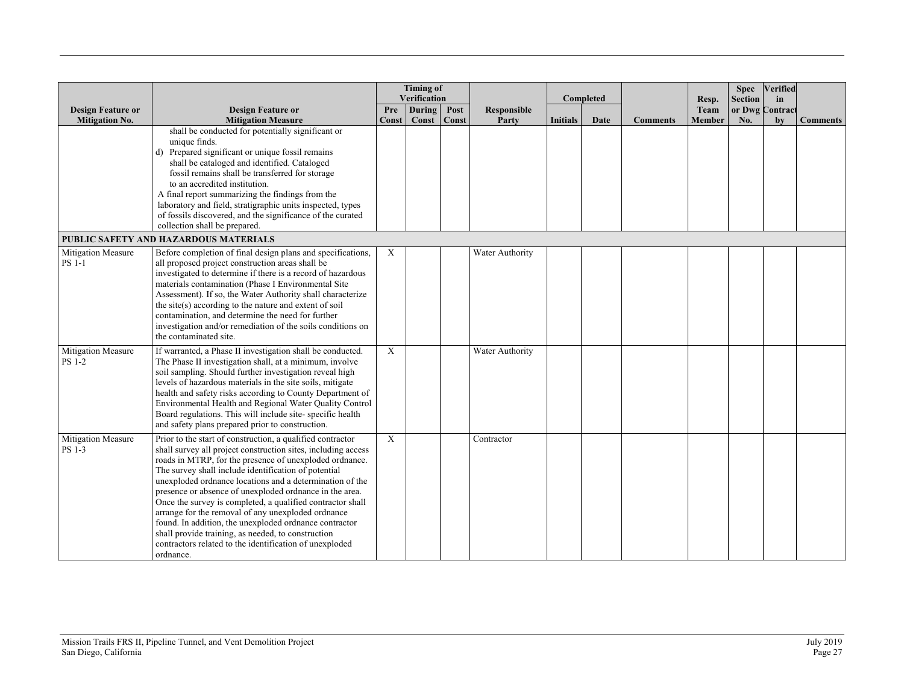| Design Feature or Mitigation No. | Design Feature or Mitigation Measure | Timing of Verification | | | Responsible Party | Completed | | Comments | Resp. Team Member | Spec Section or Dwg No. | Verified in Contract by | Comments |
|---|---|---|---|---|---|---|---|---|---|---|---|---|
| | | Pre Const | During Const | Post Const | | Initials | Date | | | | | |
| | shall be conducted for potentially significant or unique finds.<br>d) Prepared significant or unique fossil remains shall be cataloged and identified. Cataloged fossil remains shall be transferred for storage to an accredited institution.<br>A final report summarizing the findings from the laboratory and field, stratigraphic units inspected, types of fossils discovered, and the significance of the curated collection shall be prepared. | | | | | | | | | | | |
| **PUBLIC SAFETY AND HAZARDOUS MATERIALS** | | | | | | | | | | | | |
| Mitigation Measure PS 1-1 | Before completion of final design plans and specifications, all proposed project construction areas shall be investigated to determine if there is a record of hazardous materials contamination (Phase I Environmental Site Assessment). If so, the Water Authority shall characterize the site(s) according to the nature and extent of soil contamination, and determine the need for further investigation and/or remediation of the soils conditions on the contaminated site. | X | | | Water Authority | | | | | | | |
| Mitigation Measure PS 1-2 | If warranted, a Phase II investigation shall be conducted. The Phase II investigation shall, at a minimum, involve soil sampling. Should further investigation reveal high levels of hazardous materials in the site soils, mitigate health and safety risks according to County Department of Environmental Health and Regional Water Quality Control Board regulations. This will include site- specific health and safety plans prepared prior to construction. | X | | | Water Authority | | | | | | | |
| Mitigation Measure PS 1-3 | Prior to the start of construction, a qualified contractor shall survey all project construction sites, including access roads in MTRP, for the presence of unexploded ordnance. The survey shall include identification of potential unexploded ordnance locations and a determination of the presence or absence of unexploded ordnance in the area. Once the survey is completed, a qualified contractor shall arrange for the removal of any unexploded ordnance found. In addition, the unexploded ordnance contractor shall provide training, as needed, to construction contractors related to the identification of unexploded ordnance. | X | | | Contractor | | | | | | | |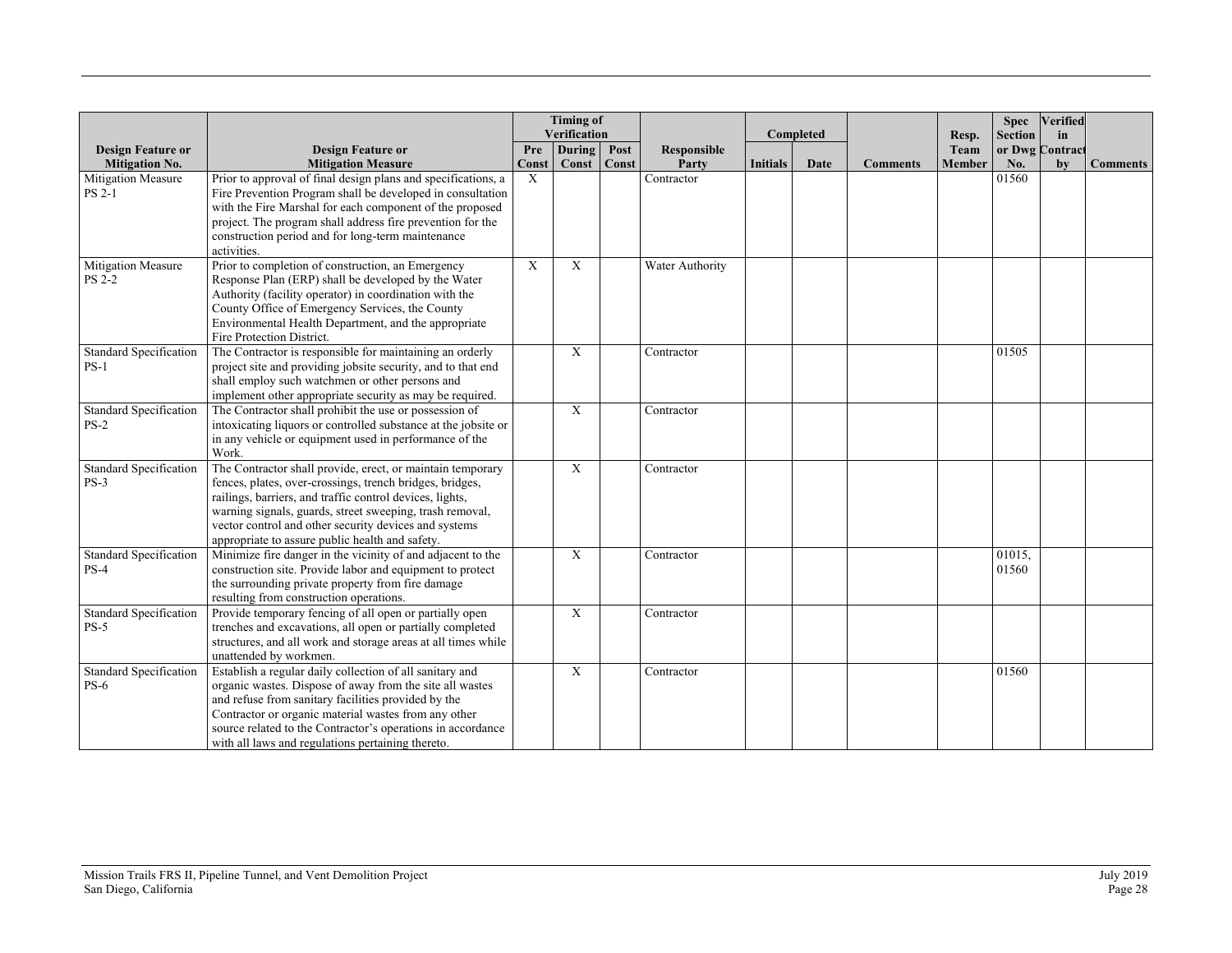| Design Feature or Mitigation No. | Design Feature or Mitigation Measure | Timing of Verification | | | Responsible Party | Completed | | Comments | Resp. Team Member | Spec Section or Dwg No. | Verified in Contract by | Comments |
|---|---|---|---|---|---|---|---|---|---|---|---|---|
| | | Pre Const | During Const | Post Const | | Initials | Date | | | | | |
| Mitigation Measure PS 2-1 | Prior to approval of final design plans and specifications, a Fire Prevention Program shall be developed in consultation with the Fire Marshal for each component of the proposed project. The program shall address fire prevention for the construction period and for long-term maintenance activities. | X | | | Contractor | | | | | 01560 | | |
| Mitigation Measure PS 2-2 | Prior to completion of construction, an Emergency Response Plan (ERP) shall be developed by the Water Authority (facility operator) in coordination with the County Office of Emergency Services, the County Environmental Health Department, and the appropriate Fire Protection District. | X | X | | Water Authority | | | | | | | |
| Standard Specification PS-1 | The Contractor is responsible for maintaining an orderly project site and providing jobsite security, and to that end shall employ such watchmen or other persons and implement other appropriate security as may be required. | | X | | Contractor | | | | | 01505 | | |
| Standard Specification PS-2 | The Contractor shall prohibit the use or possession of intoxicating liquors or controlled substance at the jobsite or in any vehicle or equipment used in performance of the Work. | | X | | Contractor | | | | | | | |
| Standard Specification PS-3 | The Contractor shall provide, erect, or maintain temporary fences, plates, over-crossings, trench bridges, bridges, railings, barriers, and traffic control devices, lights, warning signals, guards, street sweeping, trash removal, vector control and other security devices and systems appropriate to assure public health and safety. | | X | | Contractor | | | | | | | |
| Standard Specification PS-4 | Minimize fire danger in the vicinity of and adjacent to the construction site. Provide labor and equipment to protect the surrounding private property from fire damage resulting from construction operations. | | X | | Contractor | | | | | 01015, 01560 | | |
| Standard Specification PS-5 | Provide temporary fencing of all open or partially open trenches and excavations, all open or partially completed structures, and all work and storage areas at all times while unattended by workmen. | | X | | Contractor | | | | | | | |
| Standard Specification PS-6 | Establish a regular daily collection of all sanitary and organic wastes. Dispose of away from the site all wastes and refuse from sanitary facilities provided by the Contractor or organic material wastes from any other source related to the Contractor's operations in accordance with all laws and regulations pertaining thereto. | | X | | Contractor | | | | | 01560 | | |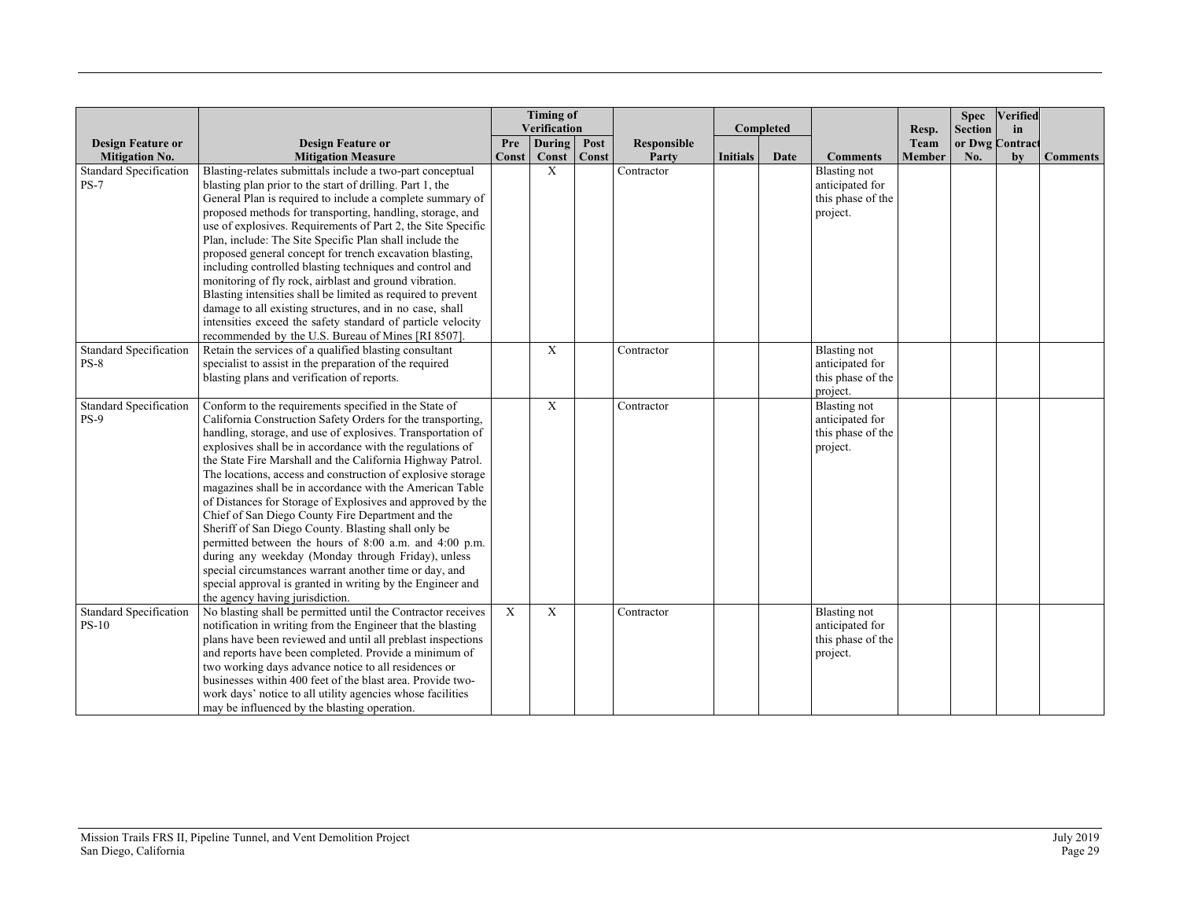| Design Feature or Mitigation No. | Design Feature or Mitigation Measure | Timing of Verification | | | Responsible Party | Completed | | Comments | Resp. Team Member | Spec Section or Dwg No. | Verified in Contract by | Comments |
|---|---|---|---|---|---|---|---|---|---|---|---|---|
| | | Pre Const | During Const | Post Const | | Initials | Date | | | | | |
| Standard Specification PS-7 | Blasting-relates submittals include a two-part conceptual blasting plan prior to the start of drilling. Part 1, the General Plan is required to include a complete summary of proposed methods for transporting, handling, storage, and use of explosives. Requirements of Part 2, the Site Specific Plan, include: The Site Specific Plan shall include the proposed general concept for trench excavation blasting, including controlled blasting techniques and control and monitoring of fly rock, airblast and ground vibration. Blasting intensities shall be limited as required to prevent damage to all existing structures, and in no case, shall intensities exceed the safety standard of particle velocity recommended by the U.S. Bureau of Mines [RI 8507]. | | X | | Contractor | | | Blasting not anticipated for this phase of the project. | | | | |
| Standard Specification PS-8 | Retain the services of a qualified blasting consultant specialist to assist in the preparation of the required blasting plans and verification of reports. | | X | | Contractor | | | Blasting not anticipated for this phase of the project. | | | | |
| Standard Specification PS-9 | Conform to the requirements specified in the State of California Construction Safety Orders for the transporting, handling, storage, and use of explosives. Transportation of explosives shall be in accordance with the regulations of the State Fire Marshall and the California Highway Patrol. The locations, access and construction of explosive storage magazines shall be in accordance with the American Table of Distances for Storage of Explosives and approved by the Chief of San Diego County Fire Department and the Sheriff of San Diego County. Blasting shall only be permitted between the hours of 8:00 a.m. and 4:00 p.m. during any weekday (Monday through Friday), unless special circumstances warrant another time or day, and special approval is granted in writing by the Engineer and the agency having jurisdiction. | | X | | Contractor | | | Blasting not anticipated for this phase of the project. | | | | |
| Standard Specification PS-10 | No blasting shall be permitted until the Contractor receives notification in writing from the Engineer that the blasting plans have been reviewed and until all preblast inspections and reports have been completed. Provide a minimum of two working days advance notice to all residences or businesses within 400 feet of the blast area. Provide two-work days' notice to all utility agencies whose facilities may be influenced by the blasting operation. | X | X | | Contractor | | | Blasting not anticipated for this phase of the project. | | | | |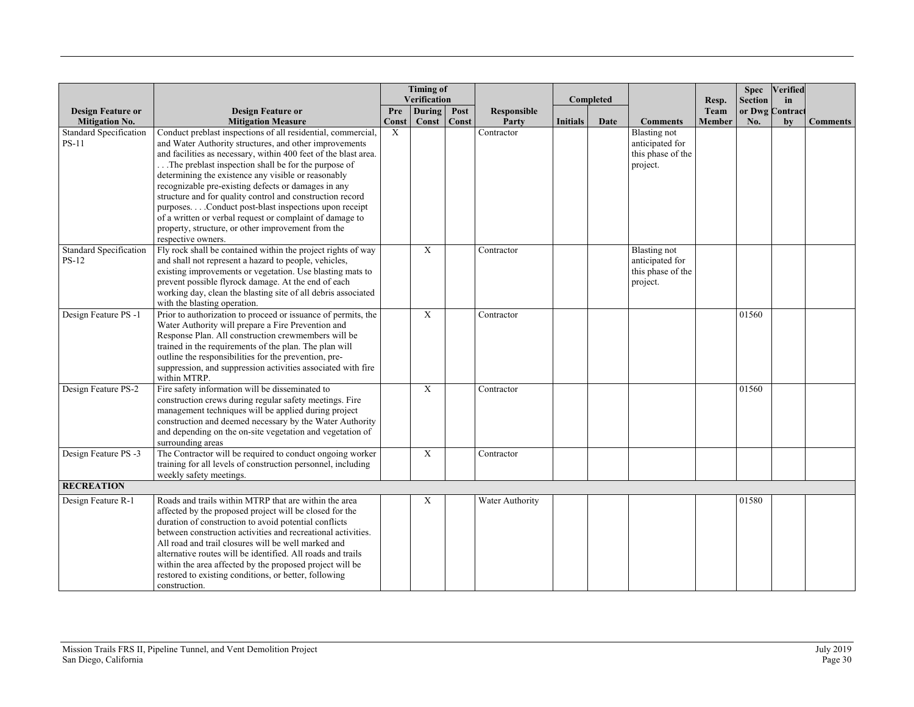| Design Feature or Mitigation No. | Design Feature or Mitigation Measure | Timing of Verification | | | Responsible Party | Completed | | Comments | Resp. Team Member | Spec Section or Dwg No. | Verified in Contract by | Comments |
|---|---|---|---|---|---|---|---|---|---|---|---|---|
| | | Pre Const | During Const | Post Const | | Initials | Date | | | | | |
| Standard Specification PS-11 | Conduct preblast inspections of all residential, commercial, and Water Authority structures, and other improvements and facilities as necessary, within 400 feet of the blast area. . . .The preblast inspection shall be for the purpose of determining the existence any visible or reasonably recognizable pre-existing defects or damages in any structure and for quality control and construction record purposes. . . .Conduct post-blast inspections upon receipt of a written or verbal request or complaint of damage to property, structure, or other improvement from the respective owners. | X | | | Contractor | | | Blasting not anticipated for this phase of the project. | | | | |
| Standard Specification PS-12 | Fly rock shall be contained within the project rights of way and shall not represent a hazard to people, vehicles, existing improvements or vegetation. Use blasting mats to prevent possible flyrock damage. At the end of each working day, clean the blasting site of all debris associated with the blasting operation. | | X | | Contractor | | | Blasting not anticipated for this phase of the project. | | | | |
| Design Feature PS -1 | Prior to authorization to proceed or issuance of permits, the Water Authority will prepare a Fire Prevention and Response Plan. All construction crewmembers will be trained in the requirements of the plan. The plan will outline the responsibilities for the prevention, pre-suppression, and suppression activities associated with fire within MTRP. | | X | | Contractor | | | | | 01560 | | |
| Design Feature PS-2 | Fire safety information will be disseminated to construction crews during regular safety meetings. Fire management techniques will be applied during project construction and deemed necessary by the Water Authority and depending on the on-site vegetation and vegetation of surrounding areas | | X | | Contractor | | | | | 01560 | | |
| Design Feature PS -3 | The Contractor will be required to conduct ongoing worker training for all levels of construction personnel, including weekly safety meetings. | | X | | Contractor | | | | | | | |
| **RECREATION** | | | | | | | | | | | | |
| Design Feature R-1 | Roads and trails within MTRP that are within the area affected by the proposed project will be closed for the duration of construction to avoid potential conflicts between construction activities and recreational activities. All road and trail closures will be well marked and alternative routes will be identified. All roads and trails within the area affected by the proposed project will be restored to existing conditions, or better, following construction. | | X | | Water Authority | | | | | 01580 | | |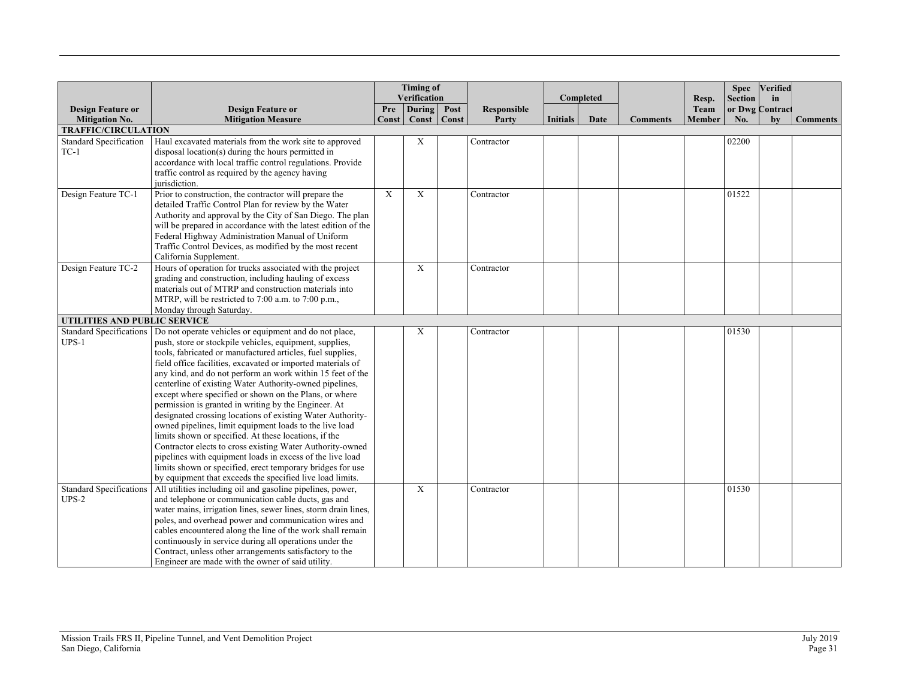| Design Feature or Mitigation No. | Design Feature or Mitigation Measure | Timing of Verification | | | Responsible Party | Completed | | Comments | Resp. Team Member | Spec Section or Dwg No. | Verified in Contract by | Comments |
|---|---|---|---|---|---|---|---|---|---|---|---|---|
| | | Pre Const | During Const | Post Const | | Initials | Date | | | | | |
| **TRAFFIC/CIRCULATION** | | | | | | | | | | | | |
| Standard Specification TC-1 | Haul excavated materials from the work site to approved disposal location(s) during the hours permitted in accordance with local traffic control regulations. Provide traffic control as required by the agency having jurisdiction. | | X | | Contractor | | | | | 02200 | | |
| Design Feature TC-1 | Prior to construction, the contractor will prepare the detailed Traffic Control Plan for review by the Water Authority and approval by the City of San Diego. The plan will be prepared in accordance with the latest edition of the Federal Highway Administration Manual of Uniform Traffic Control Devices, as modified by the most recent California Supplement. | X | X | | Contractor | | | | | 01522 | | |
| Design Feature TC-2 | Hours of operation for trucks associated with the project grading and construction, including hauling of excess materials out of MTRP and construction materials into MTRP, will be restricted to 7:00 a.m. to 7:00 p.m., Monday through Saturday. | | X | | Contractor | | | | | | | |
| **UTILITIES AND PUBLIC SERVICE** | | | | | | | | | | | | |
| Standard Specifications UPS-1 | Do not operate vehicles or equipment and do not place, push, store or stockpile vehicles, equipment, supplies, tools, fabricated or manufactured articles, fuel supplies, field office facilities, excavated or imported materials of any kind, and do not perform an work within 15 feet of the centerline of existing Water Authority-owned pipelines, except where specified or shown on the Plans, or where permission is granted in writing by the Engineer. At designated crossing locations of existing Water Authority-owned pipelines, limit equipment loads to the live load limits shown or specified. At these locations, if the Contractor elects to cross existing Water Authority-owned pipelines with equipment loads in excess of the live load limits shown or specified, erect temporary bridges for use by equipment that exceeds the specified live load limits. | | X | | Contractor | | | | | 01530 | | |
| Standard Specifications UPS-2 | All utilities including oil and gasoline pipelines, power, and telephone or communication cable ducts, gas and water mains, irrigation lines, sewer lines, storm drain lines, poles, and overhead power and communication wires and cables encountered along the line of the work shall remain continuously in service during all operations under the Contract, unless other arrangements satisfactory to the Engineer are made with the owner of said utility. | | X | | Contractor | | | | | 01530 | | |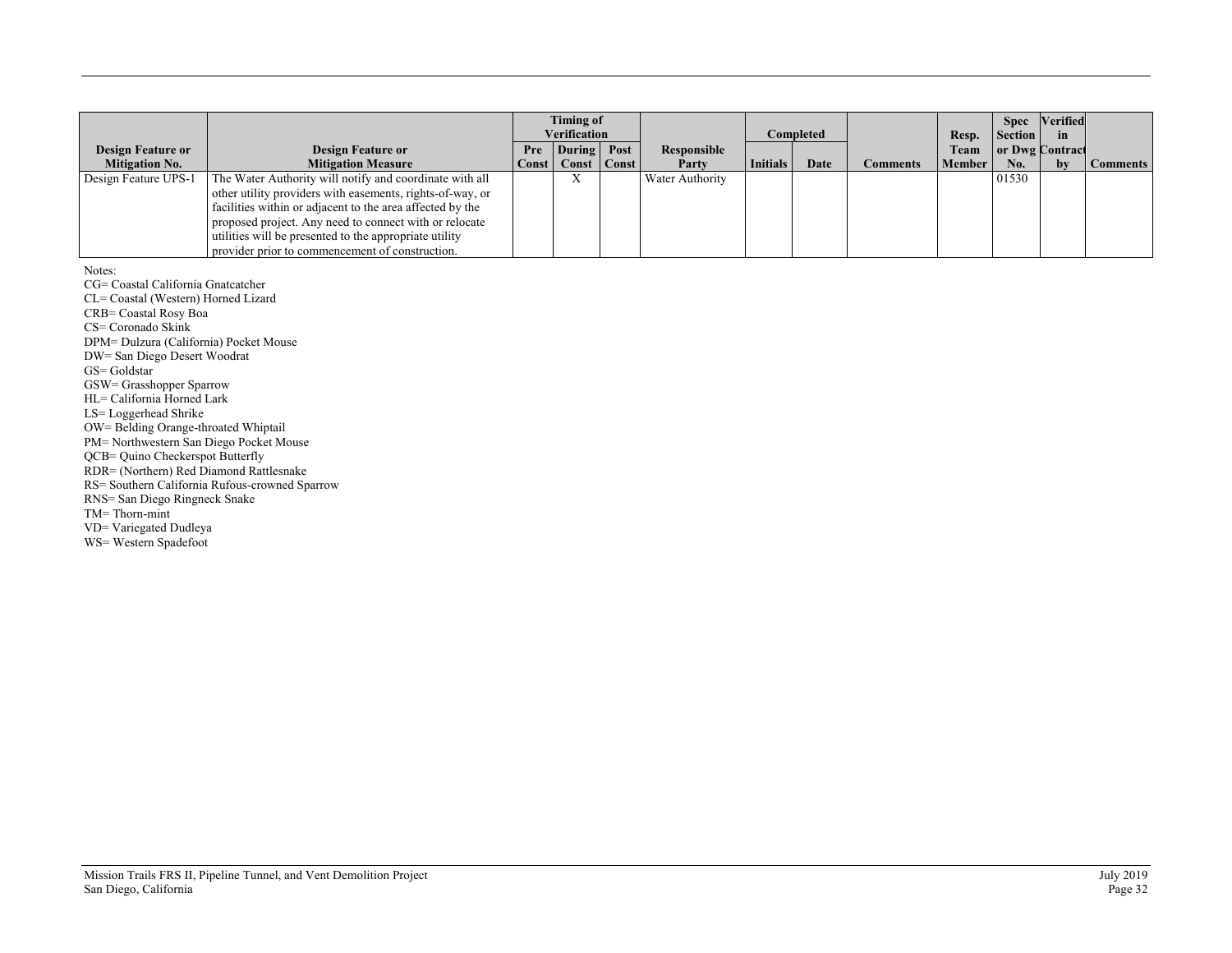| Design Feature or Mitigation No. | Design Feature or Mitigation Measure | Timing of Verification | | | Responsible Party | Completed | | Comments | Resp. Team Member | Spec Section or Dwg No. | Verified in Contract by | Comments |
|---|---|---|---|---|---|---|---|---|---|---|---|---|
| | | Pre Const | During Const | Post Const | | Initials | Date | | | | | |
| Design Feature UPS-1 | The Water Authority will notify and coordinate with all other utility providers with easements, rights-of-way, or facilities within or adjacent to the area affected by the proposed project. Any need to connect with or relocate utilities will be presented to the appropriate utility provider prior to commencement of construction. | | X | | Water Authority | | | | | 01530 | | |

Notes:

CG= Coastal California Gnatcatcher
CL= Coastal (Western) Horned Lizard
CRB= Coastal Rosy Boa
CS= Coronado Skink
DPM= Dulzura (California) Pocket Mouse
DW= San Diego Desert Woodrat
GS= Goldstar
GSW= Grasshopper Sparrow
HL= California Horned Lark
LS= Loggerhead Shrike
OW= Belding Orange-throated Whiptail
PM= Northwestern San Diego Pocket Mouse
QCB= Quino Checkerspot Butterfly
RDR= (Northern) Red Diamond Rattlesnake
RS= Southern California Rufous-crowned Sparrow
RNS= San Diego Ringneck Snake
TM= Thorn-mint
VD= Variegated Dudleya
WS= Western Spadefoot